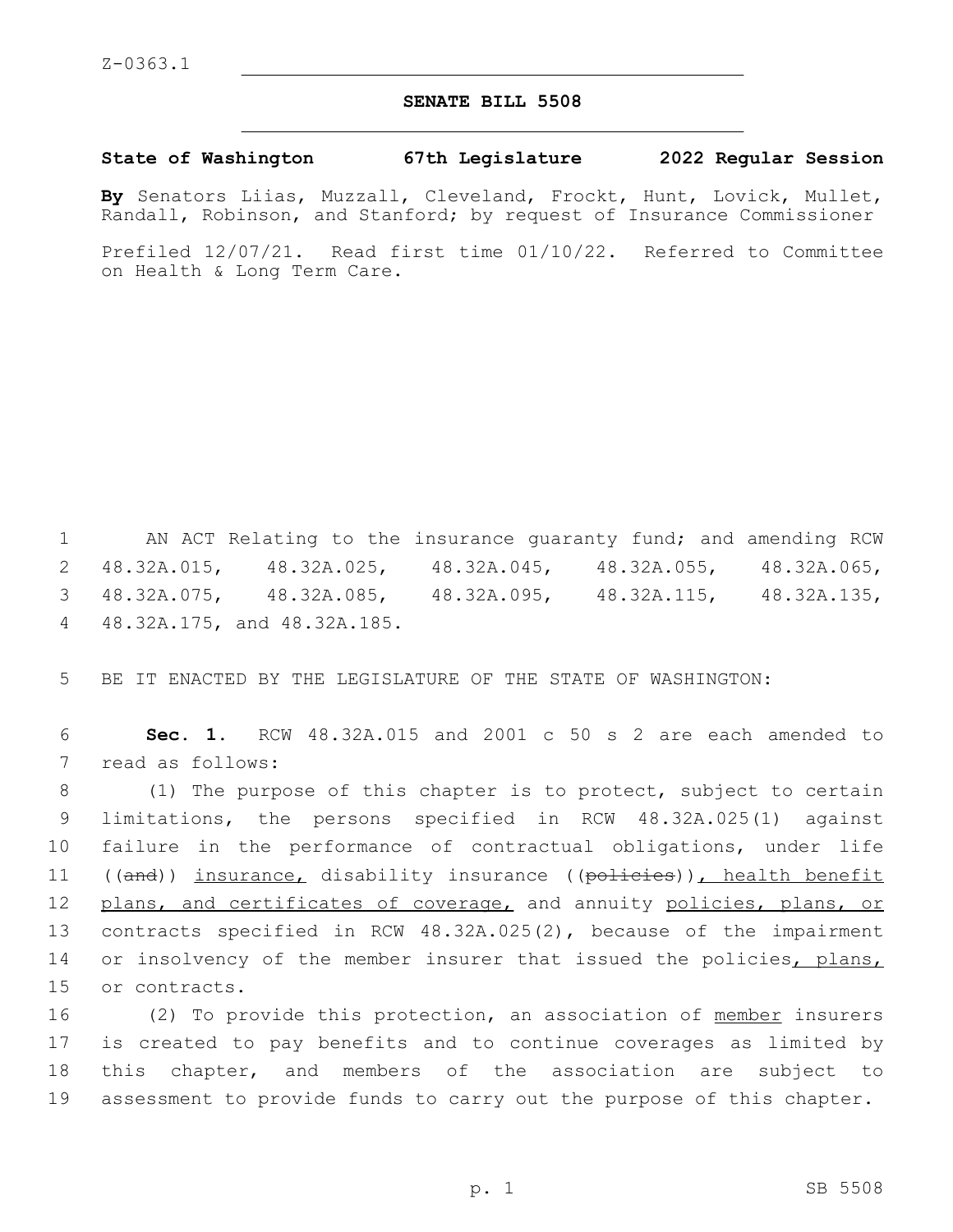Z-0363.1

**SENATE BILL 5508**

**State of Washington 67th Legislature 2022 Regular Session**

**By** Senators Liias, Muzzall, Cleveland, Frockt, Hunt, Lovick, Mullet, Randall, Robinson, and Stanford; by request of Insurance Commissioner

Prefiled 12/07/21. Read first time 01/10/22. Referred to Committee on Health & Long Term Care.

AN ACT Relating to the insurance guaranty fund; and amending RCW 48.32A.015, 48.32A.025, 48.32A.045, 48.32A.055, 48.32A.065, 48.32A.075, 48.32A.085, 48.32A.095, 48.32A.115, 48.32A.135, 48.32A.175, and 48.32A.185.

BE IT ENACTED BY THE LEGISLATURE OF THE STATE OF WASHINGTON:

**Sec. 1.** RCW 48.32A.015 and 2001 c 50 s 2 are each amended to read as follows:

(1) The purpose of this chapter is to protect, subject to certain limitations, the persons specified in RCW 48.32A.025(1) against failure in the performance of contractual obligations, under life ((~~and~~)) <u>insurance,</u> disability insurance ((~~policies~~))<u>, health benefit plans, and certificates of coverage,</u> and annuity <u>policies, plans, or</u> contracts specified in RCW 48.32A.025(2), because of the impairment or insolvency of the member insurer that issued the policies<u>, plans,</u> or contracts.

(2) To provide this protection, an association of <u>member</u> insurers is created to pay benefits and to continue coverages as limited by this chapter, and members of the association are subject to assessment to provide funds to carry out the purpose of this chapter.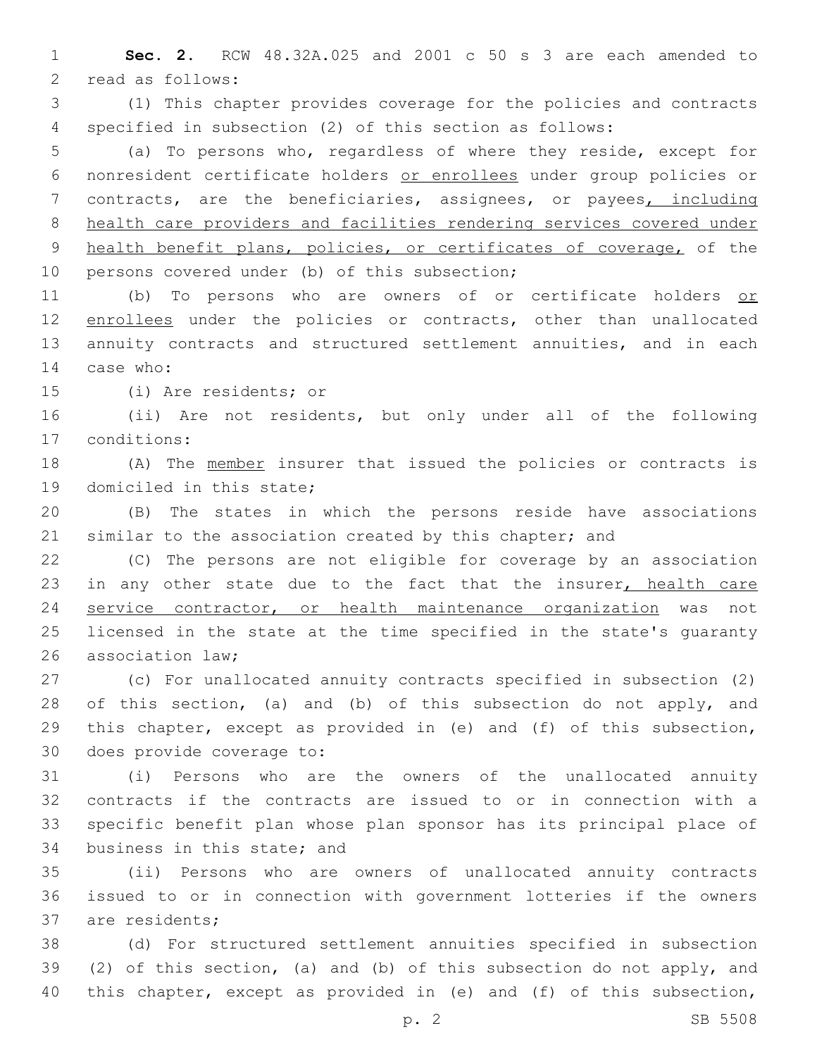**Sec. 2.** RCW 48.32A.025 and 2001 c 50 s 3 are each amended to read as follows:

(1) This chapter provides coverage for the policies and contracts specified in subsection (2) of this section as follows:

(a) To persons who, regardless of where they reside, except for nonresident certificate holders or enrollees under group policies or contracts, are the beneficiaries, assignees, or payees, including health care providers and facilities rendering services covered under health benefit plans, policies, or certificates of coverage, of the persons covered under (b) of this subsection;

(b) To persons who are owners of or certificate holders or enrollees under the policies or contracts, other than unallocated annuity contracts and structured settlement annuities, and in each case who:

(i) Are residents; or

(ii) Are not residents, but only under all of the following conditions:

(A) The member insurer that issued the policies or contracts is domiciled in this state;

(B) The states in which the persons reside have associations similar to the association created by this chapter; and

(C) The persons are not eligible for coverage by an association in any other state due to the fact that the insurer, health care service contractor, or health maintenance organization was not licensed in the state at the time specified in the state's guaranty association law;

(c) For unallocated annuity contracts specified in subsection (2) of this section, (a) and (b) of this subsection do not apply, and this chapter, except as provided in (e) and (f) of this subsection, does provide coverage to:

(i) Persons who are the owners of the unallocated annuity contracts if the contracts are issued to or in connection with a specific benefit plan whose plan sponsor has its principal place of business in this state; and

(ii) Persons who are owners of unallocated annuity contracts issued to or in connection with government lotteries if the owners are residents;

(d) For structured settlement annuities specified in subsection (2) of this section, (a) and (b) of this subsection do not apply, and this chapter, except as provided in (e) and (f) of this subsection,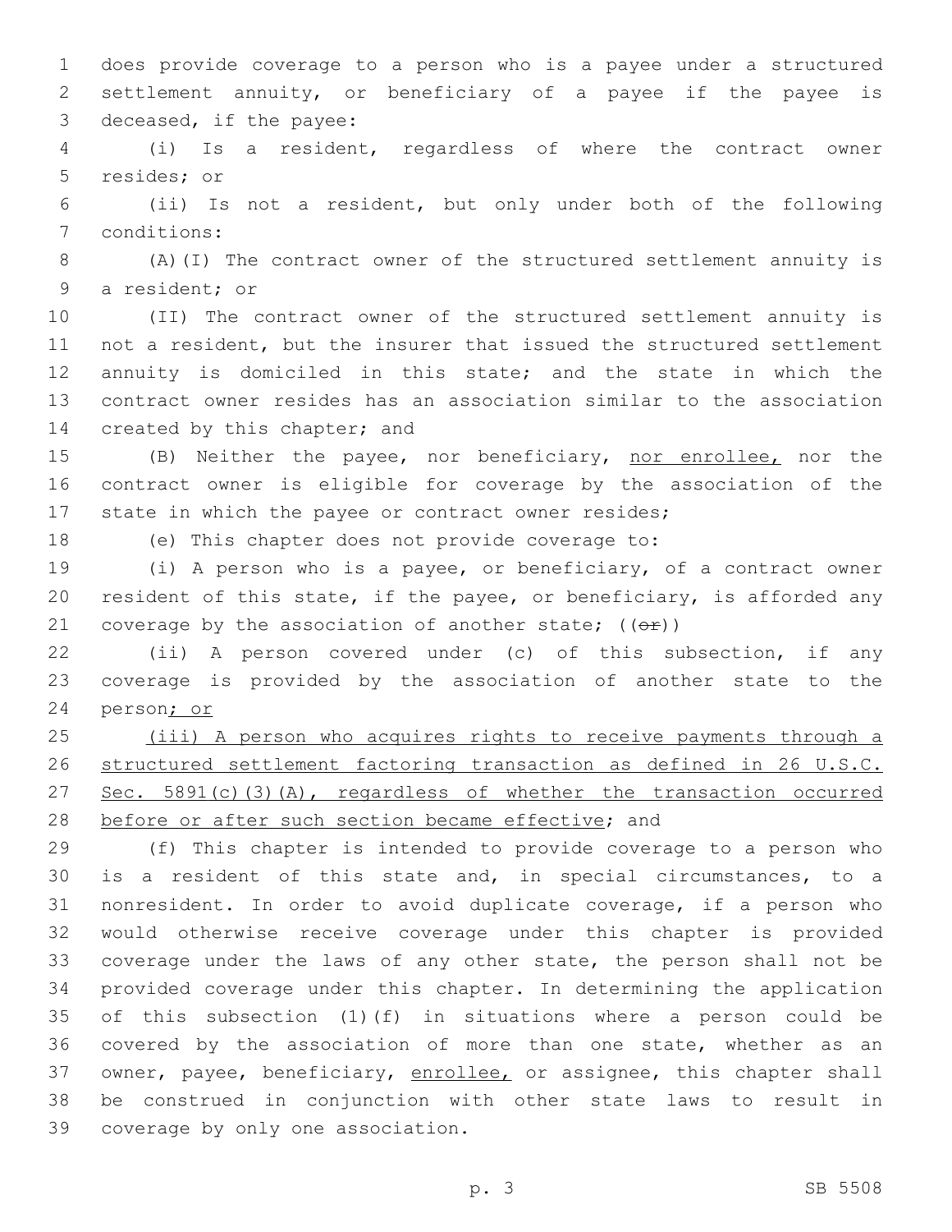does provide coverage to a person who is a payee under a structured settlement annuity, or beneficiary of a payee if the payee is deceased, if the payee:

(i) Is a resident, regardless of where the contract owner resides; or

(ii) Is not a resident, but only under both of the following conditions:

(A)(I) The contract owner of the structured settlement annuity is a resident; or

(II) The contract owner of the structured settlement annuity is not a resident, but the insurer that issued the structured settlement annuity is domiciled in this state; and the state in which the contract owner resides has an association similar to the association created by this chapter; and

(B) Neither the payee, nor beneficiary, <u>nor enrollee,</u> nor the contract owner is eligible for coverage by the association of the state in which the payee or contract owner resides;

(e) This chapter does not provide coverage to:

(i) A person who is a payee, or beneficiary, of a contract owner resident of this state, if the payee, or beneficiary, is afforded any coverage by the association of another state; ((~~or~~))

(ii) A person covered under (c) of this subsection, if any coverage is provided by the association of another state to the person<u>; or</u>

<u>(iii) A person who acquires rights to receive payments through a structured settlement factoring transaction as defined in 26 U.S.C. Sec. 5891(c)(3)(A), regardless of whether the transaction occurred before or after such section became effective</u>; and

(f) This chapter is intended to provide coverage to a person who is a resident of this state and, in special circumstances, to a nonresident. In order to avoid duplicate coverage, if a person who would otherwise receive coverage under this chapter is provided coverage under the laws of any other state, the person shall not be provided coverage under this chapter. In determining the application of this subsection (1)(f) in situations where a person could be covered by the association of more than one state, whether as an owner, payee, beneficiary, <u>enrollee,</u> or assignee, this chapter shall be construed in conjunction with other state laws to result in coverage by only one association.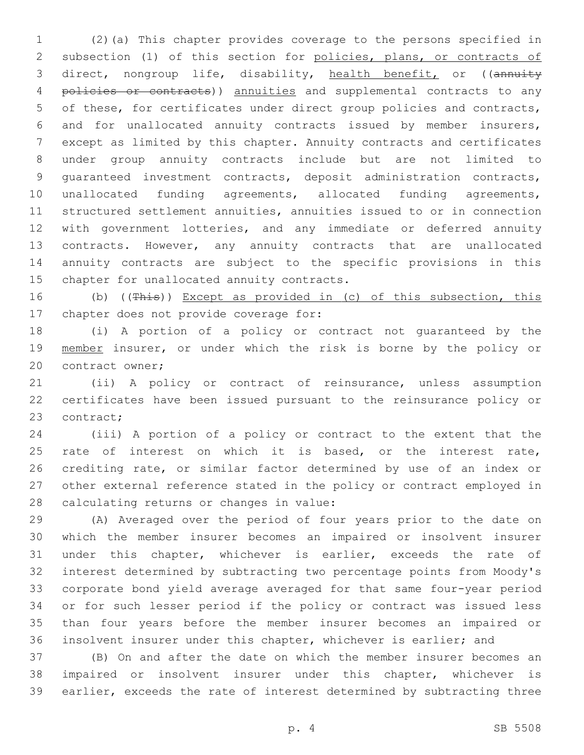(2)(a) This chapter provides coverage to the persons specified in subsection (1) of this section for policies, plans, or contracts of direct, nongroup life, disability, health benefit, or ((~~annuity policies or contracts~~)) annuities and supplemental contracts to any of these, for certificates under direct group policies and contracts, and for unallocated annuity contracts issued by member insurers, except as limited by this chapter. Annuity contracts and certificates under group annuity contracts include but are not limited to guaranteed investment contracts, deposit administration contracts, unallocated funding agreements, allocated funding agreements, structured settlement annuities, annuities issued to or in connection with government lotteries, and any immediate or deferred annuity contracts. However, any annuity contracts that are unallocated annuity contracts are subject to the specific provisions in this chapter for unallocated annuity contracts.

(b) ((~~This~~)) Except as provided in (c) of this subsection, this chapter does not provide coverage for:

(i) A portion of a policy or contract not guaranteed by the member insurer, or under which the risk is borne by the policy or contract owner;

(ii) A policy or contract of reinsurance, unless assumption certificates have been issued pursuant to the reinsurance policy or contract;

(iii) A portion of a policy or contract to the extent that the rate of interest on which it is based, or the interest rate, crediting rate, or similar factor determined by use of an index or other external reference stated in the policy or contract employed in calculating returns or changes in value:

(A) Averaged over the period of four years prior to the date on which the member insurer becomes an impaired or insolvent insurer under this chapter, whichever is earlier, exceeds the rate of interest determined by subtracting two percentage points from Moody's corporate bond yield average averaged for that same four-year period or for such lesser period if the policy or contract was issued less than four years before the member insurer becomes an impaired or insolvent insurer under this chapter, whichever is earlier; and

(B) On and after the date on which the member insurer becomes an impaired or insolvent insurer under this chapter, whichever is earlier, exceeds the rate of interest determined by subtracting three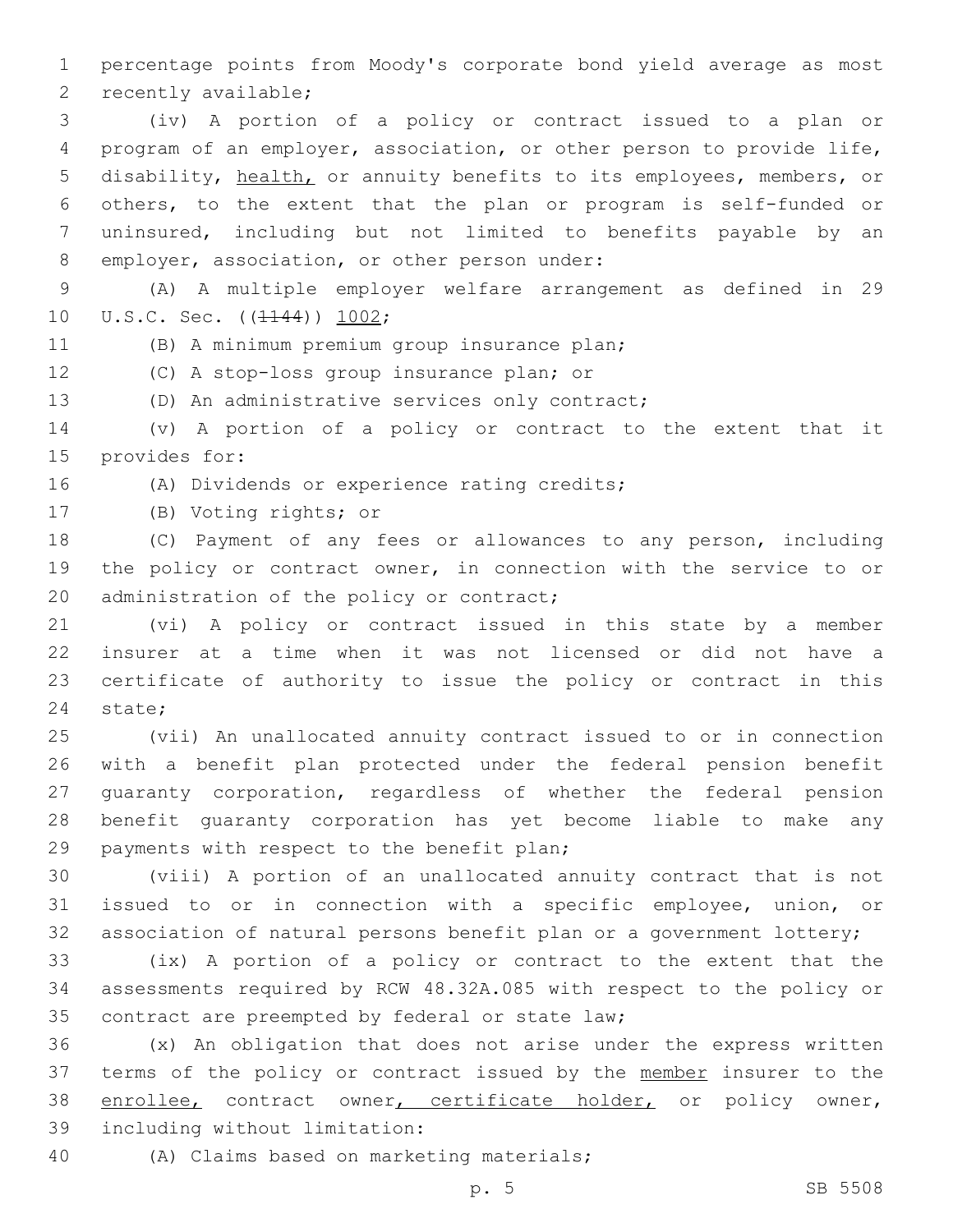percentage points from Moody's corporate bond yield average as most recently available;

(iv) A portion of a policy or contract issued to a plan or program of an employer, association, or other person to provide life, disability, <u>health,</u> or annuity benefits to its employees, members, or others, to the extent that the plan or program is self-funded or uninsured, including but not limited to benefits payable by an employer, association, or other person under:

(A) A multiple employer welfare arrangement as defined in 29 U.S.C. Sec. ((~~1144~~)) <u>1002</u>;

(B) A minimum premium group insurance plan;

(C) A stop-loss group insurance plan; or

(D) An administrative services only contract;

(v) A portion of a policy or contract to the extent that it provides for:

(A) Dividends or experience rating credits;

(B) Voting rights; or

(C) Payment of any fees or allowances to any person, including the policy or contract owner, in connection with the service to or administration of the policy or contract;

(vi) A policy or contract issued in this state by a member insurer at a time when it was not licensed or did not have a certificate of authority to issue the policy or contract in this state;

(vii) An unallocated annuity contract issued to or in connection with a benefit plan protected under the federal pension benefit guaranty corporation, regardless of whether the federal pension benefit guaranty corporation has yet become liable to make any payments with respect to the benefit plan;

(viii) A portion of an unallocated annuity contract that is not issued to or in connection with a specific employee, union, or association of natural persons benefit plan or a government lottery;

(ix) A portion of a policy or contract to the extent that the assessments required by RCW 48.32A.085 with respect to the policy or contract are preempted by federal or state law;

(x) An obligation that does not arise under the express written terms of the policy or contract issued by the <u>member</u> insurer to the <u>enrollee,</u> contract owner<u>, certificate holder,</u> or policy owner, including without limitation:

(A) Claims based on marketing materials;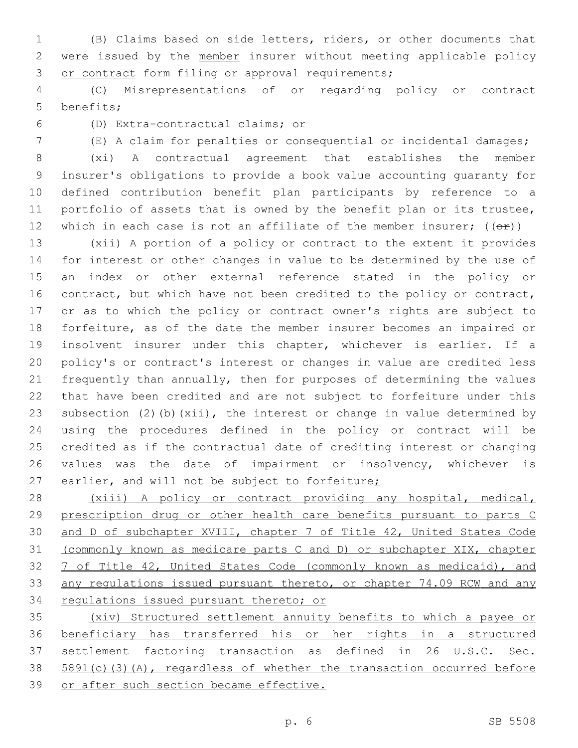(B) Claims based on side letters, riders, or other documents that were issued by the member insurer without meeting applicable policy or contract form filing or approval requirements;

(C) Misrepresentations of or regarding policy or contract benefits;

(D) Extra-contractual claims; or

(E) A claim for penalties or consequential or incidental damages;

(xi) A contractual agreement that establishes the member insurer's obligations to provide a book value accounting guaranty for defined contribution benefit plan participants by reference to a portfolio of assets that is owned by the benefit plan or its trustee, which in each case is not an affiliate of the member insurer; ((~~or~~))

(xii) A portion of a policy or contract to the extent it provides for interest or other changes in value to be determined by the use of an index or other external reference stated in the policy or contract, but which have not been credited to the policy or contract, or as to which the policy or contract owner's rights are subject to forfeiture, as of the date the member insurer becomes an impaired or insolvent insurer under this chapter, whichever is earlier. If a policy's or contract's interest or changes in value are credited less frequently than annually, then for purposes of determining the values that have been credited and are not subject to forfeiture under this subsection (2)(b)(xii), the interest or change in value determined by using the procedures defined in the policy or contract will be credited as if the contractual date of crediting interest or changing values was the date of impairment or insolvency, whichever is earlier, and will not be subject to forfeiture;

(xiii) A policy or contract providing any hospital, medical, prescription drug or other health care benefits pursuant to parts C and D of subchapter XVIII, chapter 7 of Title 42, United States Code (commonly known as medicare parts C and D) or subchapter XIX, chapter 7 of Title 42, United States Code (commonly known as medicaid), and any regulations issued pursuant thereto, or chapter 74.09 RCW and any regulations issued pursuant thereto; or

(xiv) Structured settlement annuity benefits to which a payee or beneficiary has transferred his or her rights in a structured settlement factoring transaction as defined in 26 U.S.C. Sec. 5891(c)(3)(A), regardless of whether the transaction occurred before or after such section became effective.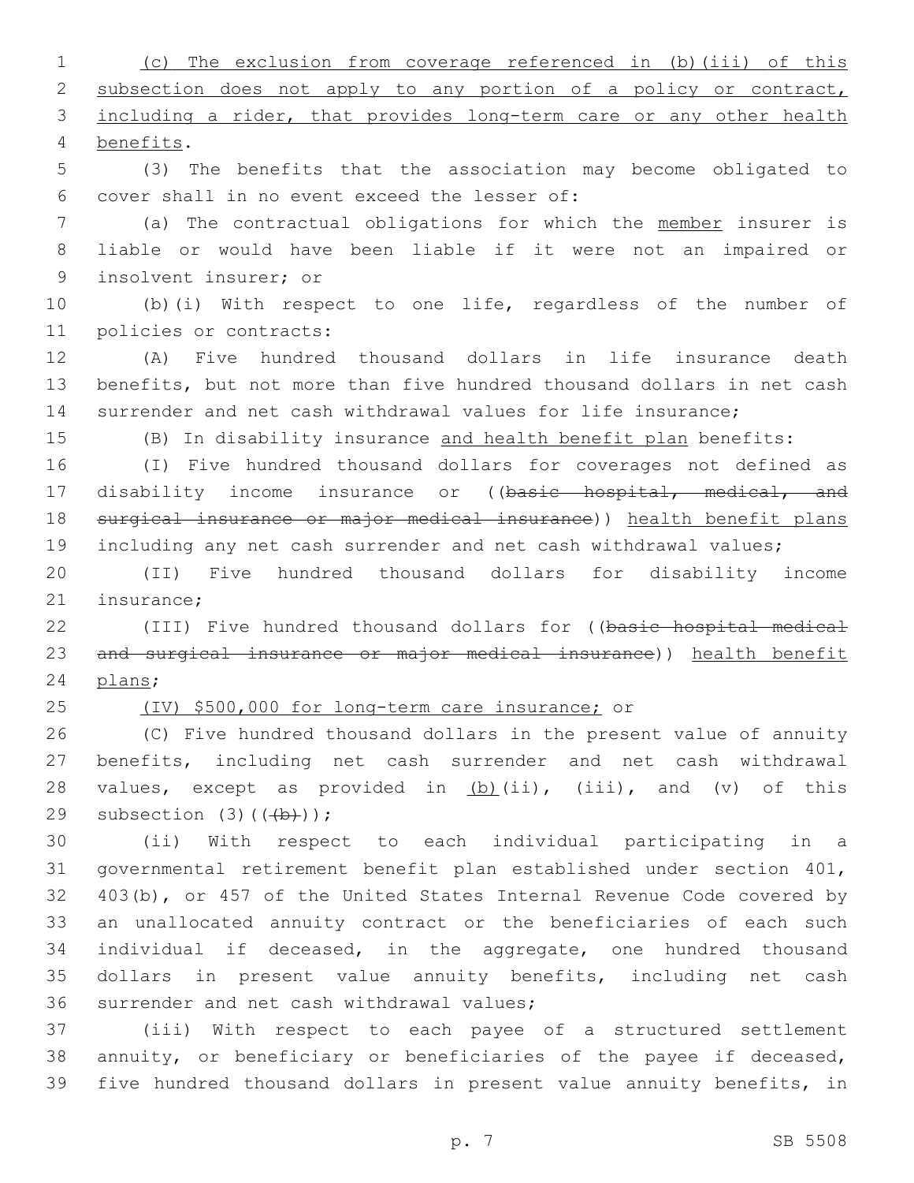(c) The exclusion from coverage referenced in (b)(iii) of this subsection does not apply to any portion of a policy or contract, including a rider, that provides long-term care or any other health benefits.

(3) The benefits that the association may become obligated to cover shall in no event exceed the lesser of:

(a) The contractual obligations for which the member insurer is liable or would have been liable if it were not an impaired or insolvent insurer; or

(b)(i) With respect to one life, regardless of the number of policies or contracts:

(A) Five hundred thousand dollars in life insurance death benefits, but not more than five hundred thousand dollars in net cash surrender and net cash withdrawal values for life insurance;

(B) In disability insurance and health benefit plan benefits:

(I) Five hundred thousand dollars for coverages not defined as disability income insurance or ((~~basic hospital, medical, and surgical insurance or major medical insurance~~)) health benefit plans including any net cash surrender and net cash withdrawal values;

(II) Five hundred thousand dollars for disability income insurance;

(III) Five hundred thousand dollars for ((~~basic hospital medical and surgical insurance or major medical insurance~~)) health benefit plans;

(IV) $500,000 for long-term care insurance; or

(C) Five hundred thousand dollars in the present value of annuity benefits, including net cash surrender and net cash withdrawal values, except as provided in (b)(ii), (iii), and (v) of this subsection (3)((~~(b)~~));

(ii) With respect to each individual participating in a governmental retirement benefit plan established under section 401, 403(b), or 457 of the United States Internal Revenue Code covered by an unallocated annuity contract or the beneficiaries of each such individual if deceased, in the aggregate, one hundred thousand dollars in present value annuity benefits, including net cash surrender and net cash withdrawal values;

(iii) With respect to each payee of a structured settlement annuity, or beneficiary or beneficiaries of the payee if deceased, five hundred thousand dollars in present value annuity benefits, in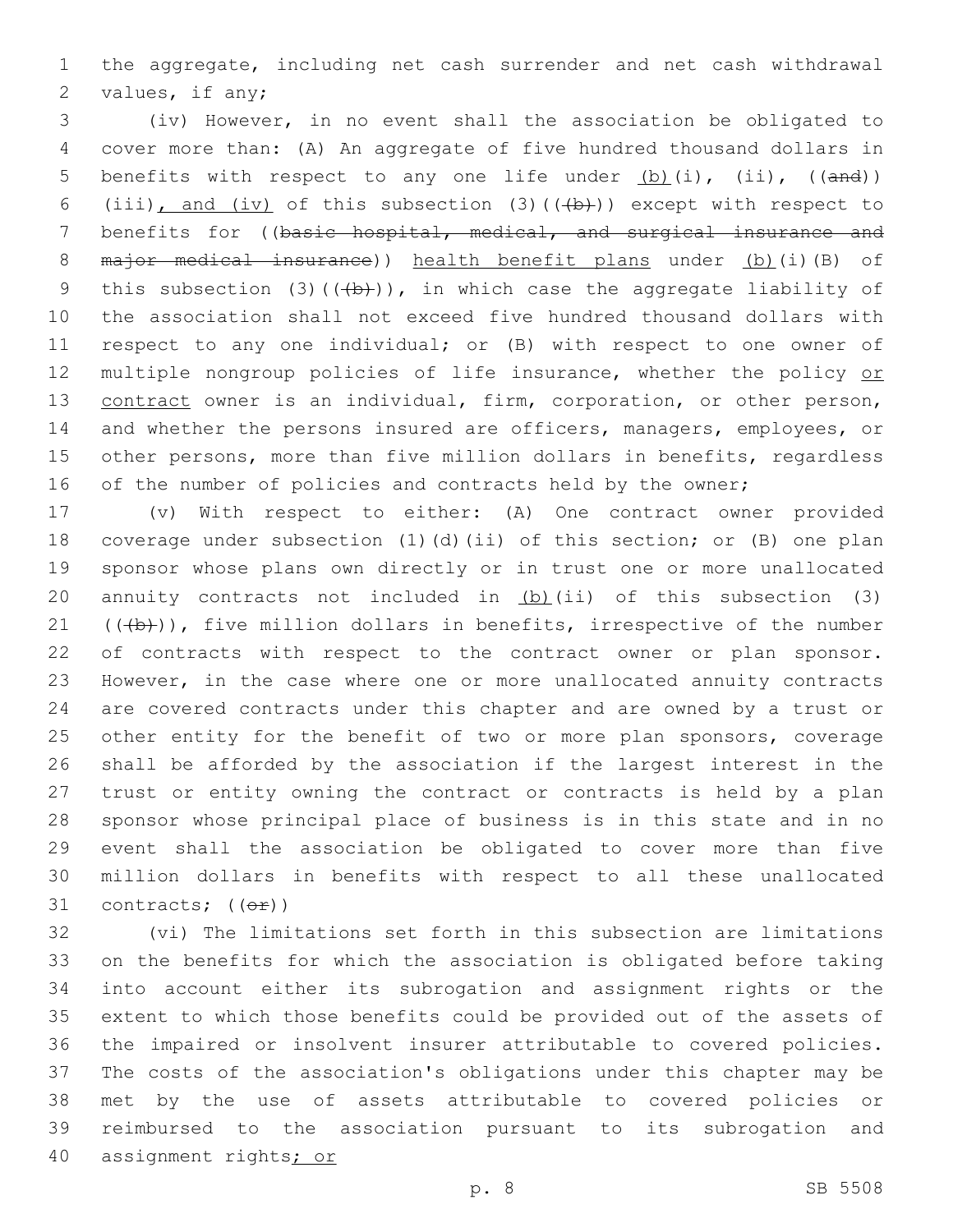the aggregate, including net cash surrender and net cash withdrawal values, if any;

(iv) However, in no event shall the association be obligated to cover more than: (A) An aggregate of five hundred thousand dollars in benefits with respect to any one life under (b)(i), (ii), ((and)) (iii), and (iv) of this subsection (3)(((b))) except with respect to benefits for ((basic hospital, medical, and surgical insurance and major medical insurance)) health benefit plans under (b)(i)(B) of this subsection (3)(((b))), in which case the aggregate liability of the association shall not exceed five hundred thousand dollars with respect to any one individual; or (B) with respect to one owner of multiple nongroup policies of life insurance, whether the policy or contract owner is an individual, firm, corporation, or other person, and whether the persons insured are officers, managers, employees, or other persons, more than five million dollars in benefits, regardless of the number of policies and contracts held by the owner;

(v) With respect to either: (A) One contract owner provided coverage under subsection (1)(d)(ii) of this section; or (B) one plan sponsor whose plans own directly or in trust one or more unallocated annuity contracts not included in (b)(ii) of this subsection (3) (((b))), five million dollars in benefits, irrespective of the number of contracts with respect to the contract owner or plan sponsor. However, in the case where one or more unallocated annuity contracts are covered contracts under this chapter and are owned by a trust or other entity for the benefit of two or more plan sponsors, coverage shall be afforded by the association if the largest interest in the trust or entity owning the contract or contracts is held by a plan sponsor whose principal place of business is in this state and in no event shall the association be obligated to cover more than five million dollars in benefits with respect to all these unallocated contracts; ((or))

(vi) The limitations set forth in this subsection are limitations on the benefits for which the association is obligated before taking into account either its subrogation and assignment rights or the extent to which those benefits could be provided out of the assets of the impaired or insolvent insurer attributable to covered policies. The costs of the association's obligations under this chapter may be met by the use of assets attributable to covered policies or reimbursed to the association pursuant to its subrogation and assignment rights; or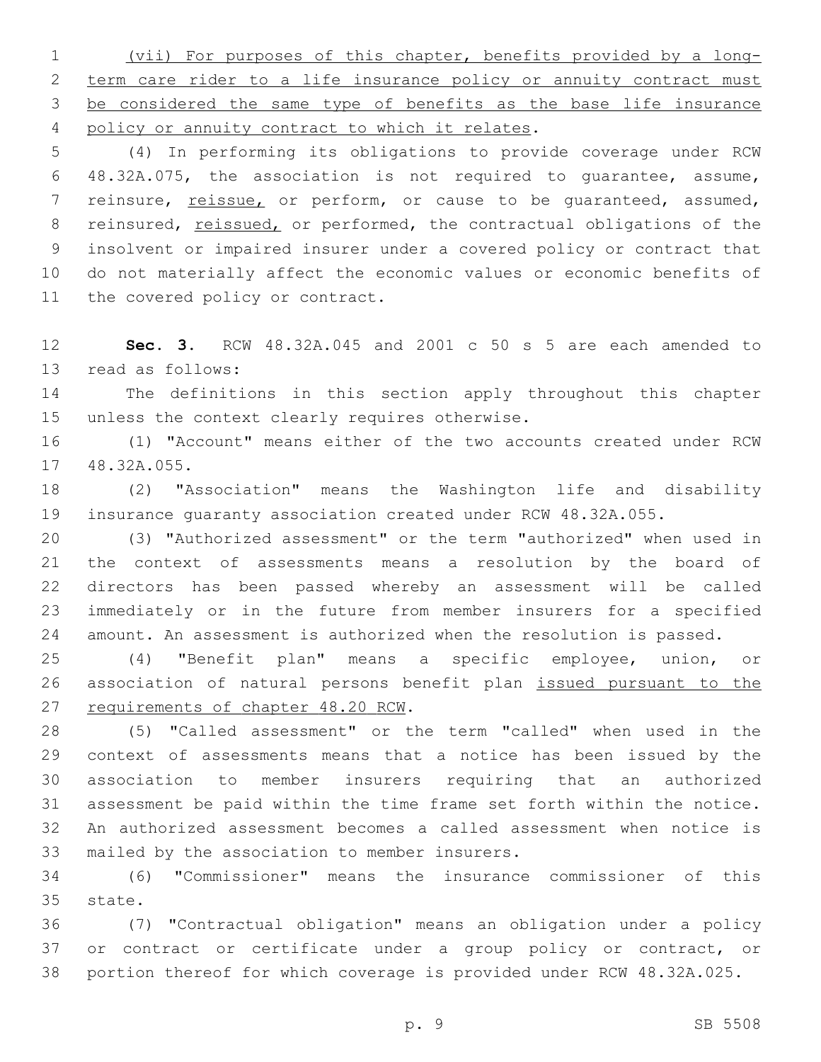(vii) For purposes of this chapter, benefits provided by a long-term care rider to a life insurance policy or annuity contract must be considered the same type of benefits as the base life insurance policy or annuity contract to which it relates.

(4) In performing its obligations to provide coverage under RCW 48.32A.075, the association is not required to guarantee, assume, reinsure, reissue, or perform, or cause to be guaranteed, assumed, reinsured, reissued, or performed, the contractual obligations of the insolvent or impaired insurer under a covered policy or contract that do not materially affect the economic values or economic benefits of the covered policy or contract.

**Sec. 3.** RCW 48.32A.045 and 2001 c 50 s 5 are each amended to read as follows:

The definitions in this section apply throughout this chapter unless the context clearly requires otherwise.

(1) "Account" means either of the two accounts created under RCW 48.32A.055.

(2) "Association" means the Washington life and disability insurance guaranty association created under RCW 48.32A.055.

(3) "Authorized assessment" or the term "authorized" when used in the context of assessments means a resolution by the board of directors has been passed whereby an assessment will be called immediately or in the future from member insurers for a specified amount. An assessment is authorized when the resolution is passed.

(4) "Benefit plan" means a specific employee, union, or association of natural persons benefit plan issued pursuant to the requirements of chapter 48.20 RCW.

(5) "Called assessment" or the term "called" when used in the context of assessments means that a notice has been issued by the association to member insurers requiring that an authorized assessment be paid within the time frame set forth within the notice. An authorized assessment becomes a called assessment when notice is mailed by the association to member insurers.

(6) "Commissioner" means the insurance commissioner of this state.

(7) "Contractual obligation" means an obligation under a policy or contract or certificate under a group policy or contract, or portion thereof for which coverage is provided under RCW 48.32A.025.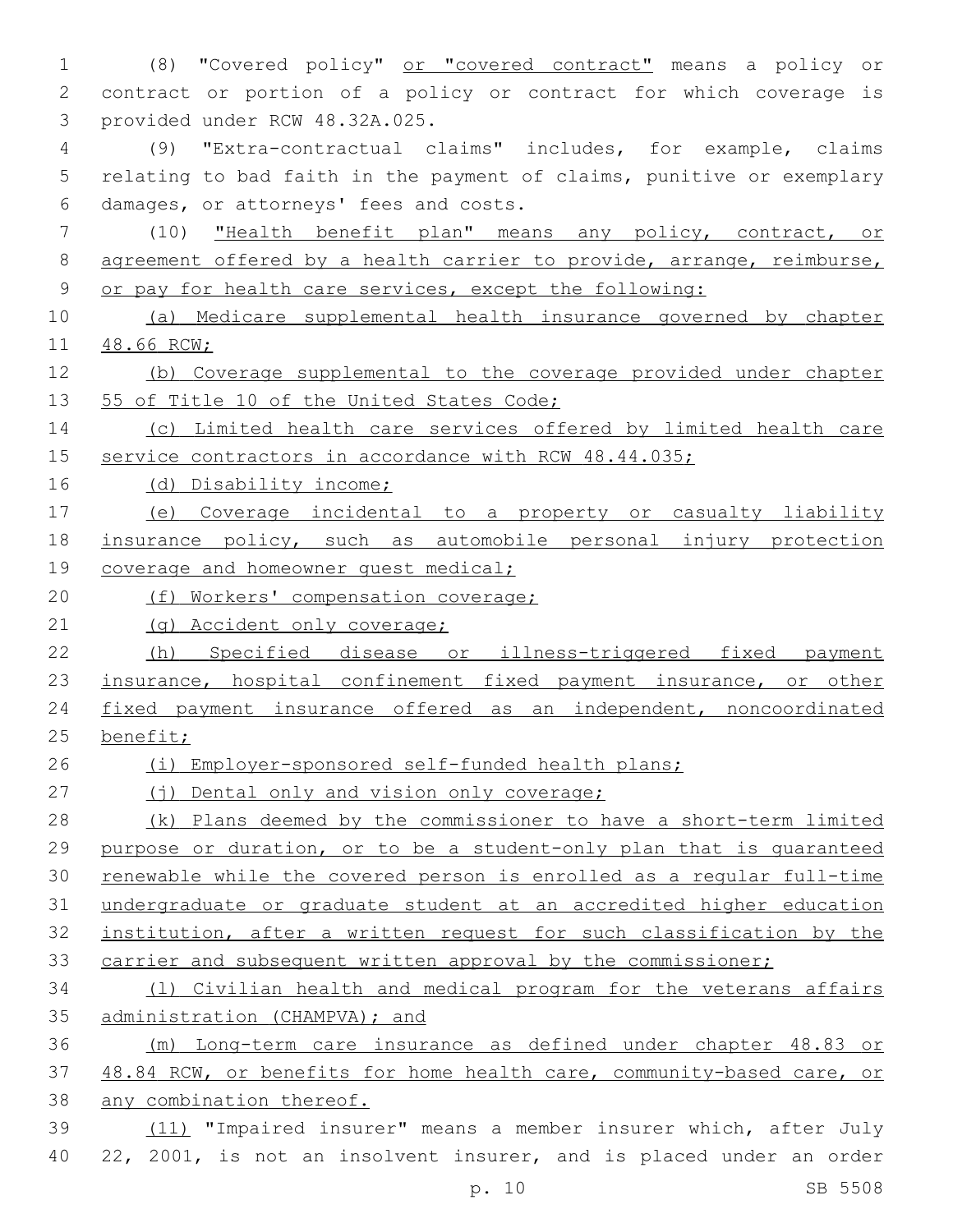(8) "Covered policy" or "covered contract" means a policy or contract or portion of a policy or contract for which coverage is provided under RCW 48.32A.025.

(9) "Extra-contractual claims" includes, for example, claims relating to bad faith in the payment of claims, punitive or exemplary damages, or attorneys' fees and costs.

(10) "Health benefit plan" means any policy, contract, or agreement offered by a health carrier to provide, arrange, reimburse, or pay for health care services, except the following:

(a) Medicare supplemental health insurance governed by chapter 48.66 RCW;

(b) Coverage supplemental to the coverage provided under chapter 55 of Title 10 of the United States Code;

(c) Limited health care services offered by limited health care service contractors in accordance with RCW 48.44.035;

(d) Disability income;

(e) Coverage incidental to a property or casualty liability insurance policy, such as automobile personal injury protection coverage and homeowner guest medical;

(f) Workers' compensation coverage;

(g) Accident only coverage;

(h) Specified disease or illness-triggered fixed payment insurance, hospital confinement fixed payment insurance, or other fixed payment insurance offered as an independent, noncoordinated benefit;

(i) Employer-sponsored self-funded health plans;

(j) Dental only and vision only coverage;

(k) Plans deemed by the commissioner to have a short-term limited purpose or duration, or to be a student-only plan that is guaranteed renewable while the covered person is enrolled as a regular full-time undergraduate or graduate student at an accredited higher education institution, after a written request for such classification by the carrier and subsequent written approval by the commissioner;

(l) Civilian health and medical program for the veterans affairs administration (CHAMPVA); and

(m) Long-term care insurance as defined under chapter 48.83 or 48.84 RCW, or benefits for home health care, community-based care, or any combination thereof.

(11) "Impaired insurer" means a member insurer which, after July 22, 2001, is not an insolvent insurer, and is placed under an order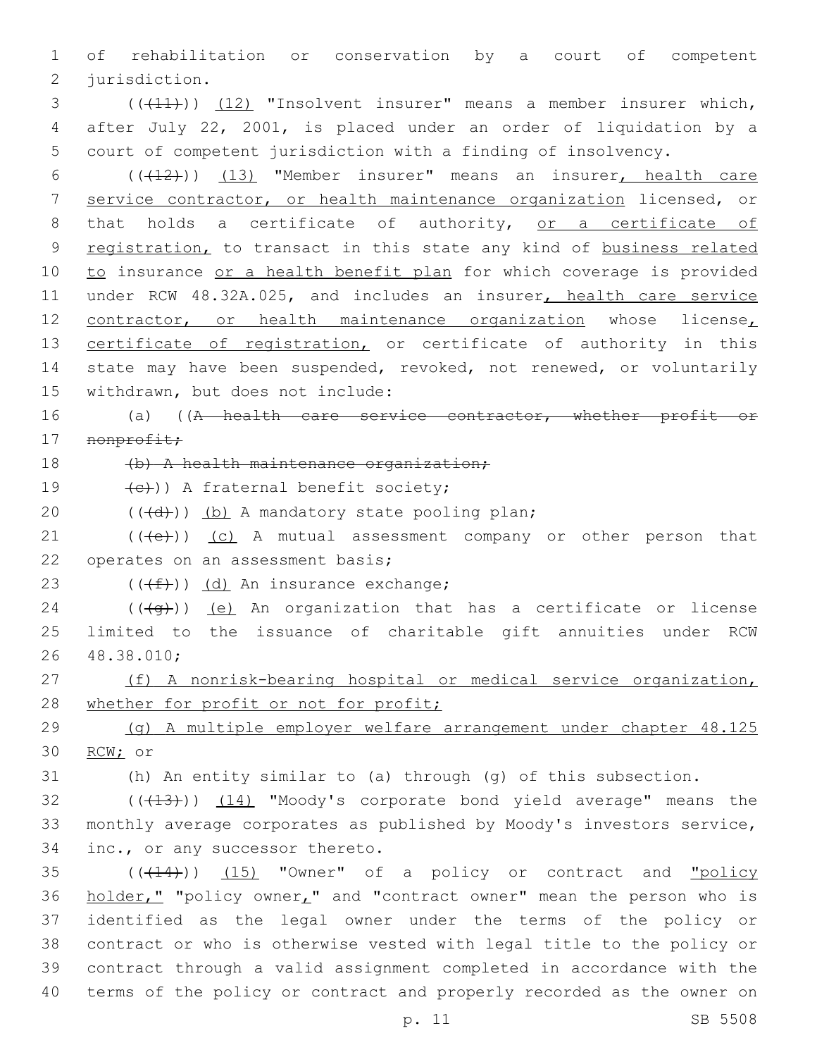of rehabilitation or conservation by a court of competent jurisdiction.

((~~(11)~~)) (12) "Insolvent insurer" means a member insurer which, after July 22, 2001, is placed under an order of liquidation by a court of competent jurisdiction with a finding of insolvency.

((~~(12)~~)) (13) "Member insurer" means an insurer, health care service contractor, or health maintenance organization licensed, or that holds a certificate of authority, or a certificate of registration, to transact in this state any kind of business related to insurance or a health benefit plan for which coverage is provided under RCW 48.32A.025, and includes an insurer, health care service contractor, or health maintenance organization whose license, certificate of registration, or certificate of authority in this state may have been suspended, revoked, not renewed, or voluntarily withdrawn, but does not include:

(a) ((~~A health care service contractor, whether profit or nonprofit;~~

~~(b) A health maintenance organization;~~

~~(c)~~)) A fraternal benefit society;

((~~(d)~~)) (b) A mandatory state pooling plan;

((~~(e)~~)) (c) A mutual assessment company or other person that operates on an assessment basis;

((~~(f)~~)) (d) An insurance exchange;

((~~(g)~~)) (e) An organization that has a certificate or license limited to the issuance of charitable gift annuities under RCW 48.38.010;

(f) A nonrisk-bearing hospital or medical service organization, whether for profit or not for profit;

(g) A multiple employer welfare arrangement under chapter 48.125 RCW; or

(h) An entity similar to (a) through (g) of this subsection.

((~~(13)~~)) (14) "Moody's corporate bond yield average" means the monthly average corporates as published by Moody's investors service, inc., or any successor thereto.

((~~(14)~~)) (15) "Owner" of a policy or contract and "policy holder," "policy owner," and "contract owner" mean the person who is identified as the legal owner under the terms of the policy or contract or who is otherwise vested with legal title to the policy or contract through a valid assignment completed in accordance with the terms of the policy or contract and properly recorded as the owner on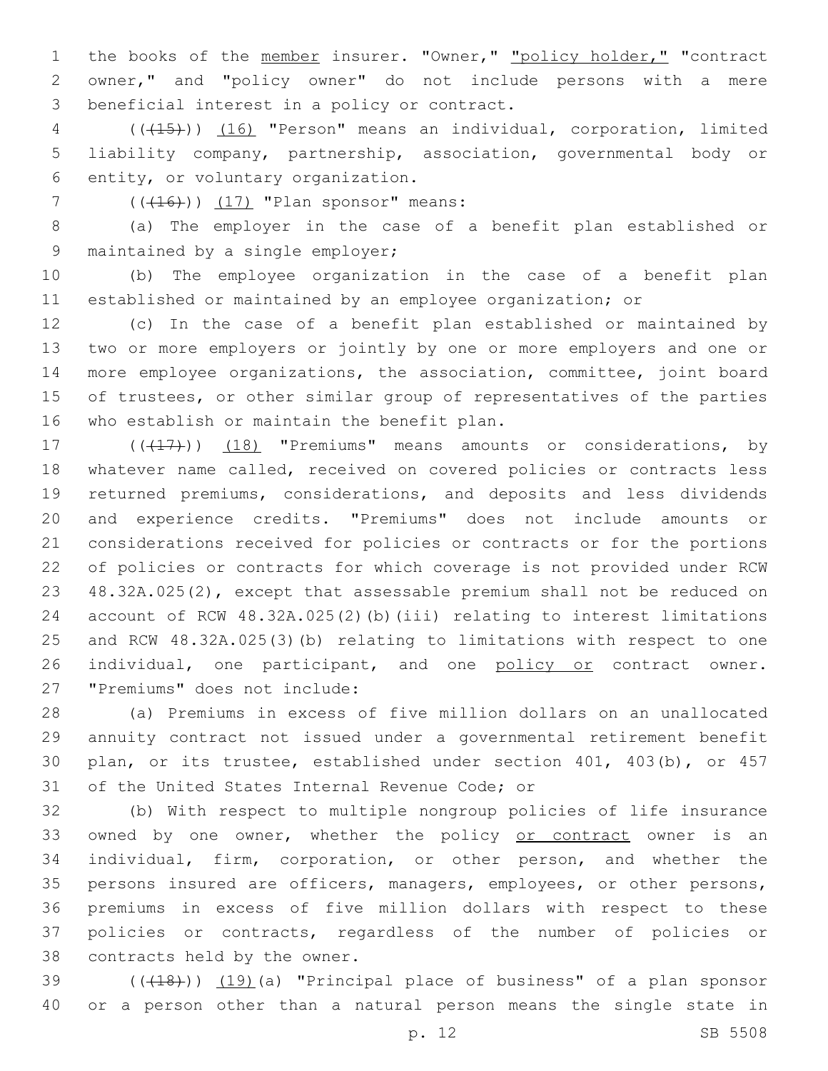the books of the member insurer. "Owner," "policy holder," "contract owner," and "policy owner" do not include persons with a mere beneficial interest in a policy or contract.

(((15))) (16) "Person" means an individual, corporation, limited liability company, partnership, association, governmental body or entity, or voluntary organization.

(((16))) (17) "Plan sponsor" means:

(a) The employer in the case of a benefit plan established or maintained by a single employer;

(b) The employee organization in the case of a benefit plan established or maintained by an employee organization; or

(c) In the case of a benefit plan established or maintained by two or more employers or jointly by one or more employers and one or more employee organizations, the association, committee, joint board of trustees, or other similar group of representatives of the parties who establish or maintain the benefit plan.

(((17))) (18) "Premiums" means amounts or considerations, by whatever name called, received on covered policies or contracts less returned premiums, considerations, and deposits and less dividends and experience credits. "Premiums" does not include amounts or considerations received for policies or contracts or for the portions of policies or contracts for which coverage is not provided under RCW 48.32A.025(2), except that assessable premium shall not be reduced on account of RCW 48.32A.025(2)(b)(iii) relating to interest limitations and RCW 48.32A.025(3)(b) relating to limitations with respect to one individual, one participant, and one policy or contract owner. "Premiums" does not include:

(a) Premiums in excess of five million dollars on an unallocated annuity contract not issued under a governmental retirement benefit plan, or its trustee, established under section 401, 403(b), or 457 of the United States Internal Revenue Code; or

(b) With respect to multiple nongroup policies of life insurance owned by one owner, whether the policy or contract owner is an individual, firm, corporation, or other person, and whether the persons insured are officers, managers, employees, or other persons, premiums in excess of five million dollars with respect to these policies or contracts, regardless of the number of policies or contracts held by the owner.

(((18))) (19)(a) "Principal place of business" of a plan sponsor or a person other than a natural person means the single state in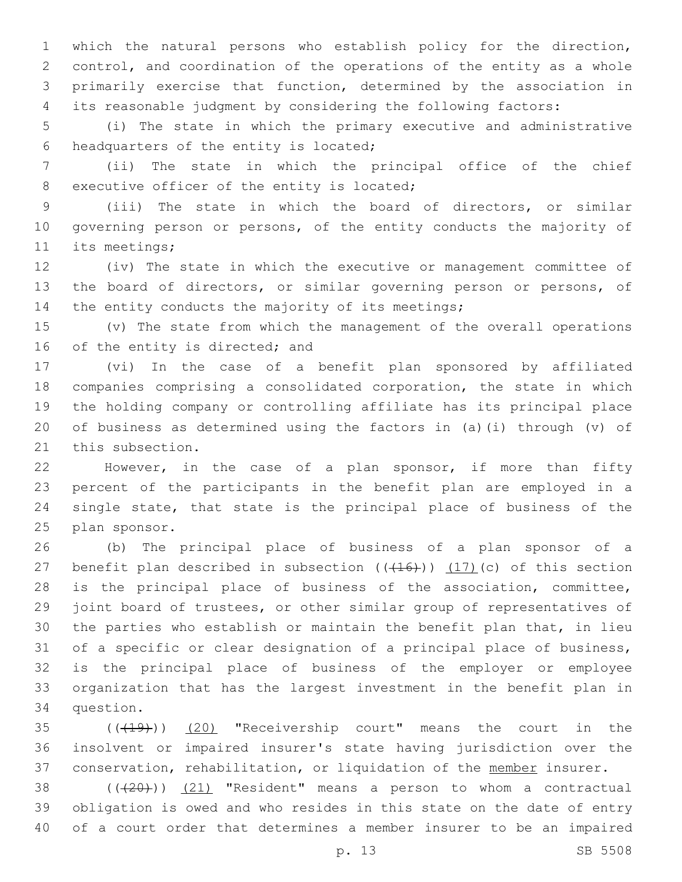which the natural persons who establish policy for the direction, control, and coordination of the operations of the entity as a whole primarily exercise that function, determined by the association in its reasonable judgment by considering the following factors:

(i) The state in which the primary executive and administrative headquarters of the entity is located;

(ii) The state in which the principal office of the chief executive officer of the entity is located;

(iii) The state in which the board of directors, or similar governing person or persons, of the entity conducts the majority of its meetings;

(iv) The state in which the executive or management committee of the board of directors, or similar governing person or persons, of the entity conducts the majority of its meetings;

(v) The state from which the management of the overall operations of the entity is directed; and

(vi) In the case of a benefit plan sponsored by affiliated companies comprising a consolidated corporation, the state in which the holding company or controlling affiliate has its principal place of business as determined using the factors in (a)(i) through (v) of this subsection.

However, in the case of a plan sponsor, if more than fifty percent of the participants in the benefit plan are employed in a single state, that state is the principal place of business of the plan sponsor.

(b) The principal place of business of a plan sponsor of a benefit plan described in subsection ((~~(16)~~)) (17)(c) of this section is the principal place of business of the association, committee, joint board of trustees, or other similar group of representatives of the parties who establish or maintain the benefit plan that, in lieu of a specific or clear designation of a principal place of business, is the principal place of business of the employer or employee organization that has the largest investment in the benefit plan in question.

((~~(19)~~)) (20) "Receivership court" means the court in the insolvent or impaired insurer's state having jurisdiction over the conservation, rehabilitation, or liquidation of the member insurer.

((~~(20)~~)) (21) "Resident" means a person to whom a contractual obligation is owed and who resides in this state on the date of entry of a court order that determines a member insurer to be an impaired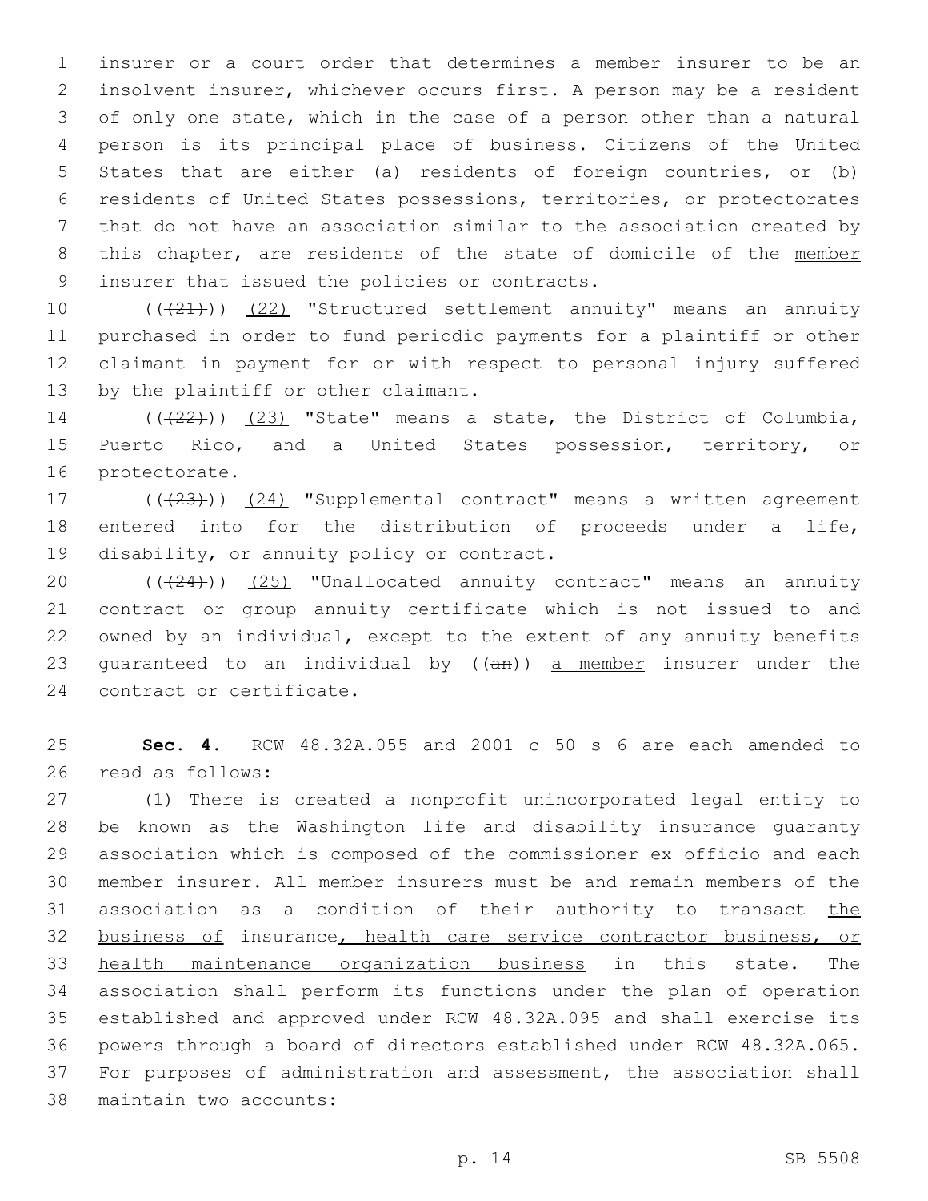insurer or a court order that determines a member insurer to be an insolvent insurer, whichever occurs first. A person may be a resident of only one state, which in the case of a person other than a natural person is its principal place of business. Citizens of the United States that are either (a) residents of foreign countries, or (b) residents of United States possessions, territories, or protectorates that do not have an association similar to the association created by this chapter, are residents of the state of domicile of the <u>member</u> insurer that issued the policies or contracts.

(((21))) <u>(22)</u> "Structured settlement annuity" means an annuity purchased in order to fund periodic payments for a plaintiff or other claimant in payment for or with respect to personal injury suffered by the plaintiff or other claimant.

(((22))) <u>(23)</u> "State" means a state, the District of Columbia, Puerto Rico, and a United States possession, territory, or protectorate.

(((23))) <u>(24)</u> "Supplemental contract" means a written agreement entered into for the distribution of proceeds under a life, disability, or annuity policy or contract.

(((24))) <u>(25)</u> "Unallocated annuity contract" means an annuity contract or group annuity certificate which is not issued to and owned by an individual, except to the extent of any annuity benefits guaranteed to an individual by ((~~an~~)) <u>a member</u> insurer under the contract or certificate.

**Sec. 4.** RCW 48.32A.055 and 2001 c 50 s 6 are each amended to read as follows:

(1) There is created a nonprofit unincorporated legal entity to be known as the Washington life and disability insurance guaranty association which is composed of the commissioner ex officio and each member insurer. All member insurers must be and remain members of the association as a condition of their authority to transact <u>the business of</u> insurance<u>, health care service contractor business, or health maintenance organization business</u> in this state. The association shall perform its functions under the plan of operation established and approved under RCW 48.32A.095 and shall exercise its powers through a board of directors established under RCW 48.32A.065. For purposes of administration and assessment, the association shall maintain two accounts: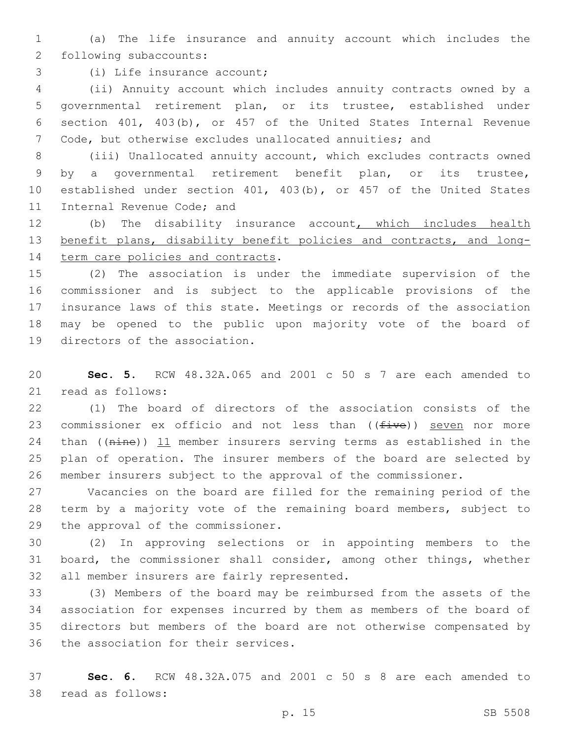(a) The life insurance and annuity account which includes the following subaccounts:

(i) Life insurance account;

(ii) Annuity account which includes annuity contracts owned by a governmental retirement plan, or its trustee, established under section 401, 403(b), or 457 of the United States Internal Revenue Code, but otherwise excludes unallocated annuities; and

(iii) Unallocated annuity account, which excludes contracts owned by a governmental retirement benefit plan, or its trustee, established under section 401, 403(b), or 457 of the United States Internal Revenue Code; and

(b) The disability insurance account, which includes health benefit plans, disability benefit policies and contracts, and long-term care policies and contracts.

(2) The association is under the immediate supervision of the commissioner and is subject to the applicable provisions of the insurance laws of this state. Meetings or records of the association may be opened to the public upon majority vote of the board of directors of the association.

**Sec. 5.** RCW 48.32A.065 and 2001 c 50 s 7 are each amended to read as follows:

(1) The board of directors of the association consists of the commissioner ex officio and not less than ((~~five~~)) seven nor more than ((~~nine~~)) 11 member insurers serving terms as established in the plan of operation. The insurer members of the board are selected by member insurers subject to the approval of the commissioner.

Vacancies on the board are filled for the remaining period of the term by a majority vote of the remaining board members, subject to the approval of the commissioner.

(2) In approving selections or in appointing members to the board, the commissioner shall consider, among other things, whether all member insurers are fairly represented.

(3) Members of the board may be reimbursed from the assets of the association for expenses incurred by them as members of the board of directors but members of the board are not otherwise compensated by the association for their services.

**Sec. 6.** RCW 48.32A.075 and 2001 c 50 s 8 are each amended to read as follows: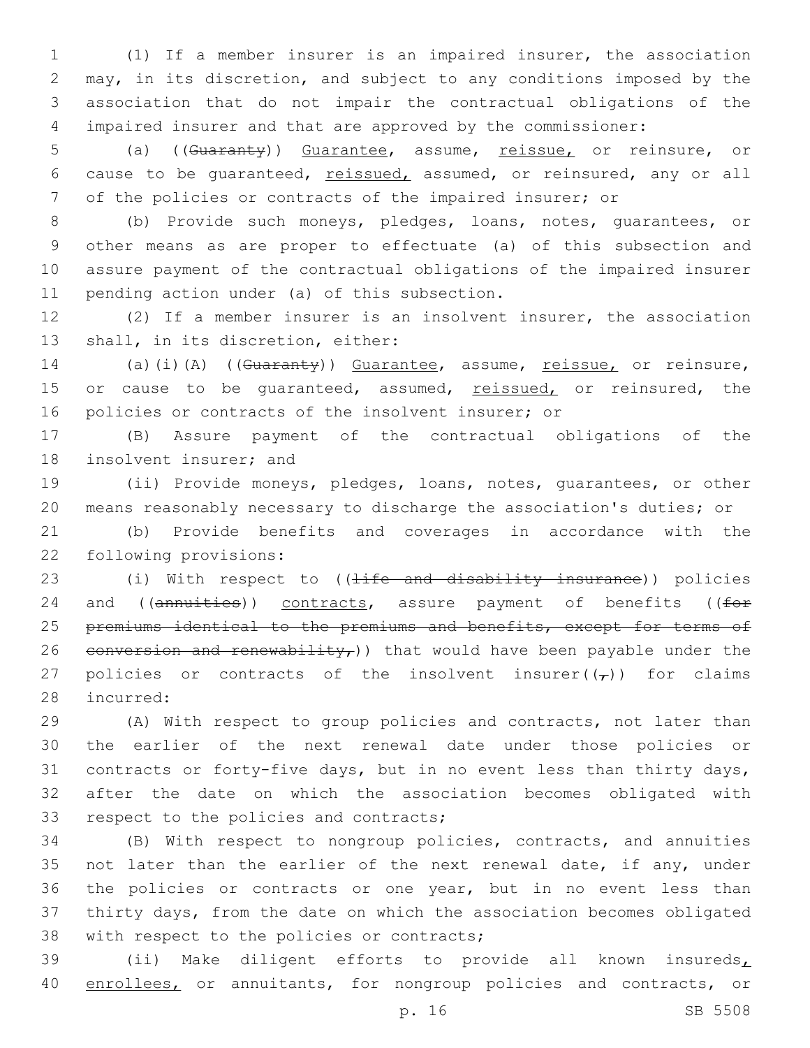(1) If a member insurer is an impaired insurer, the association may, in its discretion, and subject to any conditions imposed by the association that do not impair the contractual obligations of the impaired insurer and that are approved by the commissioner:

(a) ((~~Guaranty~~)) <u>Guarantee</u>, assume, <u>reissue,</u> or reinsure, or cause to be guaranteed, <u>reissued,</u> assumed, or reinsured, any or all of the policies or contracts of the impaired insurer; or

(b) Provide such moneys, pledges, loans, notes, guarantees, or other means as are proper to effectuate (a) of this subsection and assure payment of the contractual obligations of the impaired insurer pending action under (a) of this subsection.

(2) If a member insurer is an insolvent insurer, the association shall, in its discretion, either:

(a)(i)(A) ((~~Guaranty~~)) <u>Guarantee</u>, assume, <u>reissue,</u> or reinsure, or cause to be guaranteed, assumed, <u>reissued,</u> or reinsured, the policies or contracts of the insolvent insurer; or

(B) Assure payment of the contractual obligations of the insolvent insurer; and

(ii) Provide moneys, pledges, loans, notes, guarantees, or other means reasonably necessary to discharge the association's duties; or

(b) Provide benefits and coverages in accordance with the following provisions:

(i) With respect to ((~~life and disability insurance~~)) policies and ((~~annuities~~)) <u>contracts</u>, assure payment of benefits ((~~for premiums identical to the premiums and benefits, except for terms of conversion and renewability,~~)) that would have been payable under the policies or contracts of the insolvent insurer((~~,~~)) for claims incurred:

(A) With respect to group policies and contracts, not later than the earlier of the next renewal date under those policies or contracts or forty-five days, but in no event less than thirty days, after the date on which the association becomes obligated with respect to the policies and contracts;

(B) With respect to nongroup policies, contracts, and annuities not later than the earlier of the next renewal date, if any, under the policies or contracts or one year, but in no event less than thirty days, from the date on which the association becomes obligated with respect to the policies or contracts;

(ii) Make diligent efforts to provide all known insureds<u>, enrollees,</u> or annuitants, for nongroup policies and contracts, or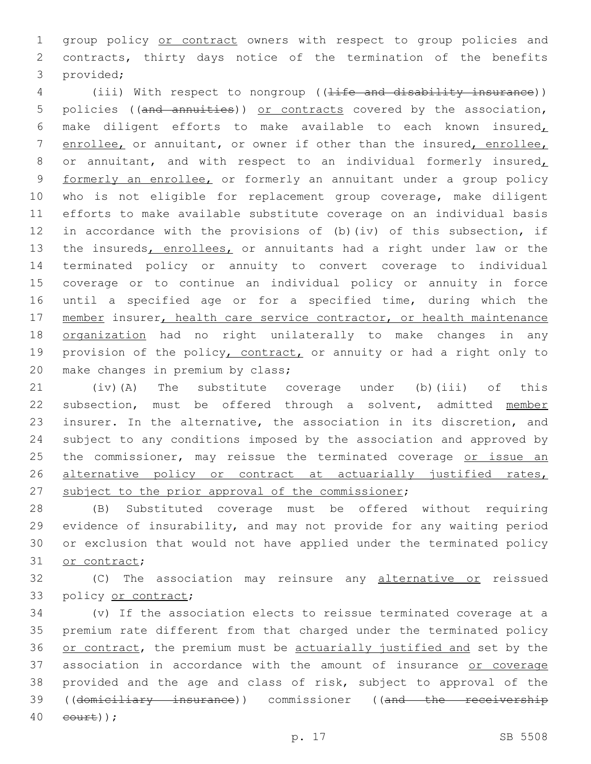group policy <u>or contract</u> owners with respect to group policies and contracts, thirty days notice of the termination of the benefits provided;

(iii) With respect to nongroup ((~~life and disability insurance~~)) policies ((~~and annuities~~)) <u>or contracts</u> covered by the association, make diligent efforts to make available to each known insured<u>, enrollee,</u> or annuitant, or owner if other than the insured<u>, enrollee,</u> or annuitant, and with respect to an individual formerly insured<u>, formerly an enrollee,</u> or formerly an annuitant under a group policy who is not eligible for replacement group coverage, make diligent efforts to make available substitute coverage on an individual basis in accordance with the provisions of (b)(iv) of this subsection, if the insureds<u>, enrollees,</u> or annuitants had a right under law or the terminated policy or annuity to convert coverage to individual coverage or to continue an individual policy or annuity in force until a specified age or for a specified time, during which the <u>member</u> insurer<u>, health care service contractor, or health maintenance organization</u> had no right unilaterally to make changes in any provision of the policy<u>, contract,</u> or annuity or had a right only to make changes in premium by class;

(iv)(A) The substitute coverage under (b)(iii) of this subsection, must be offered through a solvent, admitted <u>member</u> insurer. In the alternative, the association in its discretion, and subject to any conditions imposed by the association and approved by the commissioner, may reissue the terminated coverage <u>or issue an alternative policy or contract at actuarially justified rates, subject to the prior approval of the commissioner</u>;

(B) Substituted coverage must be offered without requiring evidence of insurability, and may not provide for any waiting period or exclusion that would not have applied under the terminated policy <u>or contract</u>;

(C) The association may reinsure any <u>alternative or</u> reissued policy <u>or contract</u>;

(v) If the association elects to reissue terminated coverage at a premium rate different from that charged under the terminated policy <u>or contract</u>, the premium must be <u>actuarially justified and</u> set by the association in accordance with the amount of insurance <u>or coverage</u> provided and the age and class of risk, subject to approval of the ((~~domiciliary insurance~~)) commissioner ((~~and the receivership court~~));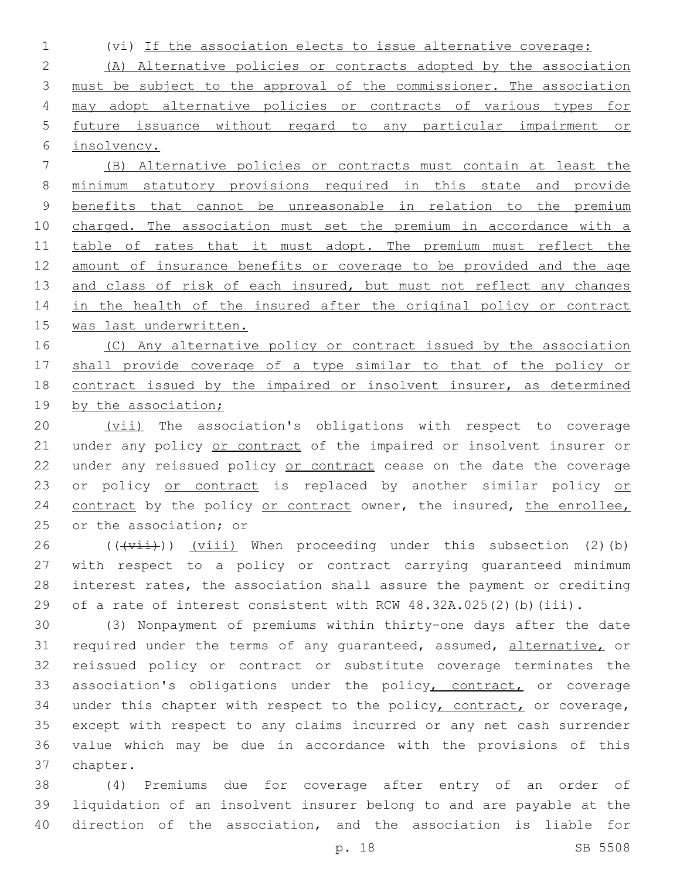(vi) If the association elects to issue alternative coverage:

(A) Alternative policies or contracts adopted by the association must be subject to the approval of the commissioner. The association may adopt alternative policies or contracts of various types for future issuance without regard to any particular impairment or insolvency.

(B) Alternative policies or contracts must contain at least the minimum statutory provisions required in this state and provide benefits that cannot be unreasonable in relation to the premium charged. The association must set the premium in accordance with a table of rates that it must adopt. The premium must reflect the amount of insurance benefits or coverage to be provided and the age and class of risk of each insured, but must not reflect any changes in the health of the insured after the original policy or contract was last underwritten.

(C) Any alternative policy or contract issued by the association shall provide coverage of a type similar to that of the policy or contract issued by the impaired or insolvent insurer, as determined by the association;

(vii) The association's obligations with respect to coverage under any policy or contract of the impaired or insolvent insurer or under any reissued policy or contract cease on the date the coverage or policy or contract is replaced by another similar policy or contract by the policy or contract owner, the insured, the enrollee, or the association; or

(((vii))) (viii) When proceeding under this subsection (2)(b) with respect to a policy or contract carrying guaranteed minimum interest rates, the association shall assure the payment or crediting of a rate of interest consistent with RCW 48.32A.025(2)(b)(iii).

(3) Nonpayment of premiums within thirty-one days after the date required under the terms of any guaranteed, assumed, alternative, or reissued policy or contract or substitute coverage terminates the association's obligations under the policy, contract, or coverage under this chapter with respect to the policy, contract, or coverage, except with respect to any claims incurred or any net cash surrender value which may be due in accordance with the provisions of this chapter.

(4) Premiums due for coverage after entry of an order of liquidation of an insolvent insurer belong to and are payable at the direction of the association, and the association is liable for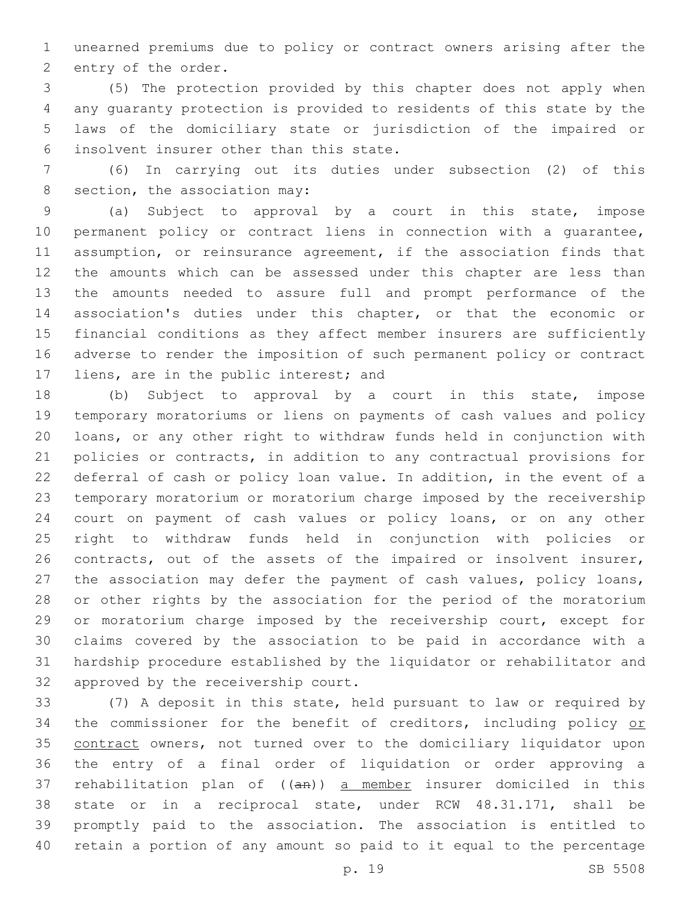unearned premiums due to policy or contract owners arising after the entry of the order.

(5) The protection provided by this chapter does not apply when any guaranty protection is provided to residents of this state by the laws of the domiciliary state or jurisdiction of the impaired or insolvent insurer other than this state.

(6) In carrying out its duties under subsection (2) of this section, the association may:

(a) Subject to approval by a court in this state, impose permanent policy or contract liens in connection with a guarantee, assumption, or reinsurance agreement, if the association finds that the amounts which can be assessed under this chapter are less than the amounts needed to assure full and prompt performance of the association's duties under this chapter, or that the economic or financial conditions as they affect member insurers are sufficiently adverse to render the imposition of such permanent policy or contract liens, are in the public interest; and

(b) Subject to approval by a court in this state, impose temporary moratoriums or liens on payments of cash values and policy loans, or any other right to withdraw funds held in conjunction with policies or contracts, in addition to any contractual provisions for deferral of cash or policy loan value. In addition, in the event of a temporary moratorium or moratorium charge imposed by the receivership court on payment of cash values or policy loans, or on any other right to withdraw funds held in conjunction with policies or contracts, out of the assets of the impaired or insolvent insurer, the association may defer the payment of cash values, policy loans, or other rights by the association for the period of the moratorium or moratorium charge imposed by the receivership court, except for claims covered by the association to be paid in accordance with a hardship procedure established by the liquidator or rehabilitator and approved by the receivership court.

(7) A deposit in this state, held pursuant to law or required by the commissioner for the benefit of creditors, including policy <u>or contract</u> owners, not turned over to the domiciliary liquidator upon the entry of a final order of liquidation or order approving a rehabilitation plan of ((~~an~~)) <u>a member</u> insurer domiciled in this state or in a reciprocal state, under RCW 48.31.171, shall be promptly paid to the association. The association is entitled to retain a portion of any amount so paid to it equal to the percentage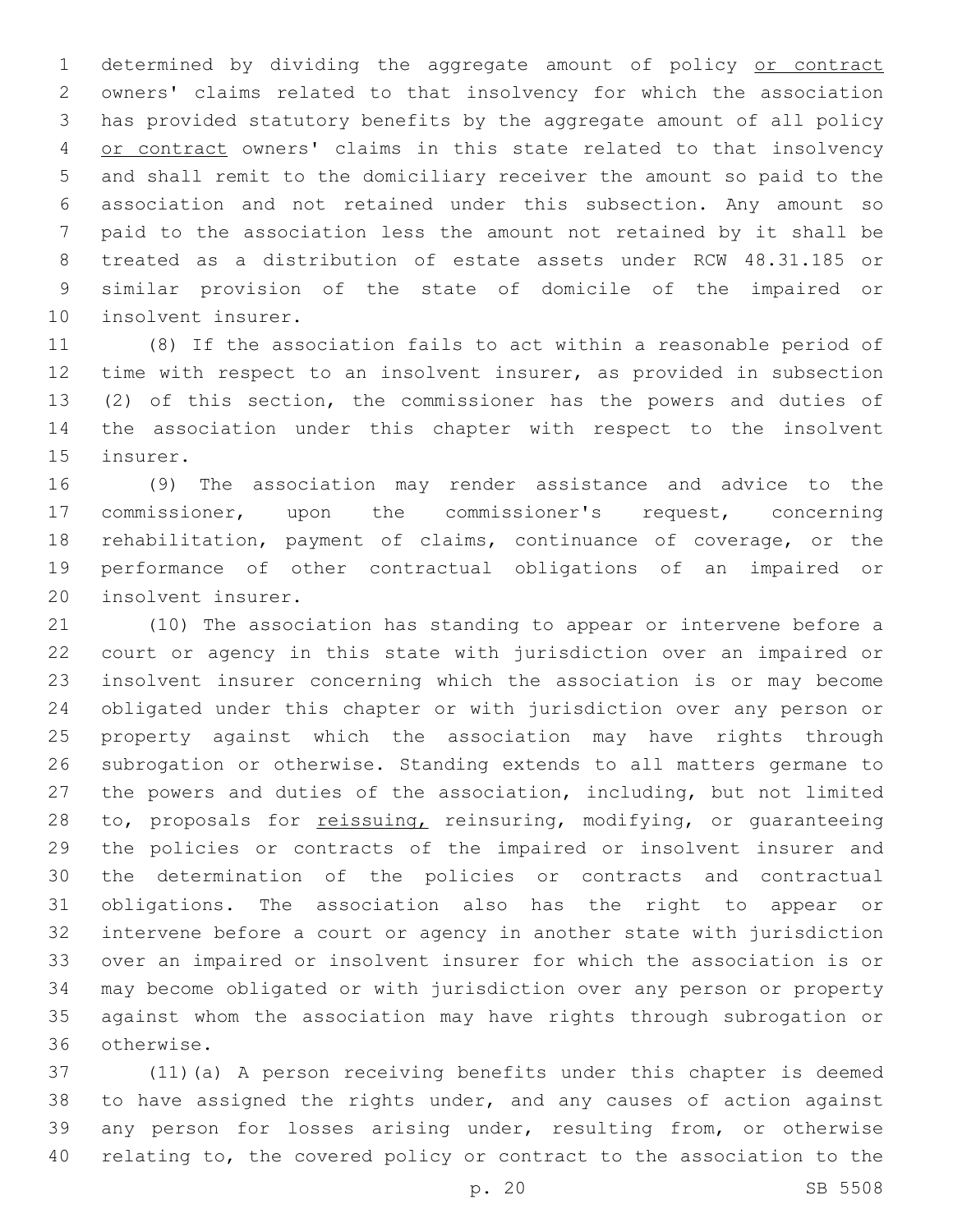determined by dividing the aggregate amount of policy <u>or contract</u> owners' claims related to that insolvency for which the association has provided statutory benefits by the aggregate amount of all policy <u>or contract</u> owners' claims in this state related to that insolvency and shall remit to the domiciliary receiver the amount so paid to the association and not retained under this subsection. Any amount so paid to the association less the amount not retained by it shall be treated as a distribution of estate assets under RCW 48.31.185 or similar provision of the state of domicile of the impaired or insolvent insurer.

(8) If the association fails to act within a reasonable period of time with respect to an insolvent insurer, as provided in subsection (2) of this section, the commissioner has the powers and duties of the association under this chapter with respect to the insolvent insurer.

(9) The association may render assistance and advice to the commissioner, upon the commissioner's request, concerning rehabilitation, payment of claims, continuance of coverage, or the performance of other contractual obligations of an impaired or insolvent insurer.

(10) The association has standing to appear or intervene before a court or agency in this state with jurisdiction over an impaired or insolvent insurer concerning which the association is or may become obligated under this chapter or with jurisdiction over any person or property against which the association may have rights through subrogation or otherwise. Standing extends to all matters germane to the powers and duties of the association, including, but not limited to, proposals for <u>reissuing,</u> reinsuring, modifying, or guaranteeing the policies or contracts of the impaired or insolvent insurer and the determination of the policies or contracts and contractual obligations. The association also has the right to appear or intervene before a court or agency in another state with jurisdiction over an impaired or insolvent insurer for which the association is or may become obligated or with jurisdiction over any person or property against whom the association may have rights through subrogation or otherwise.

(11)(a) A person receiving benefits under this chapter is deemed to have assigned the rights under, and any causes of action against any person for losses arising under, resulting from, or otherwise relating to, the covered policy or contract to the association to the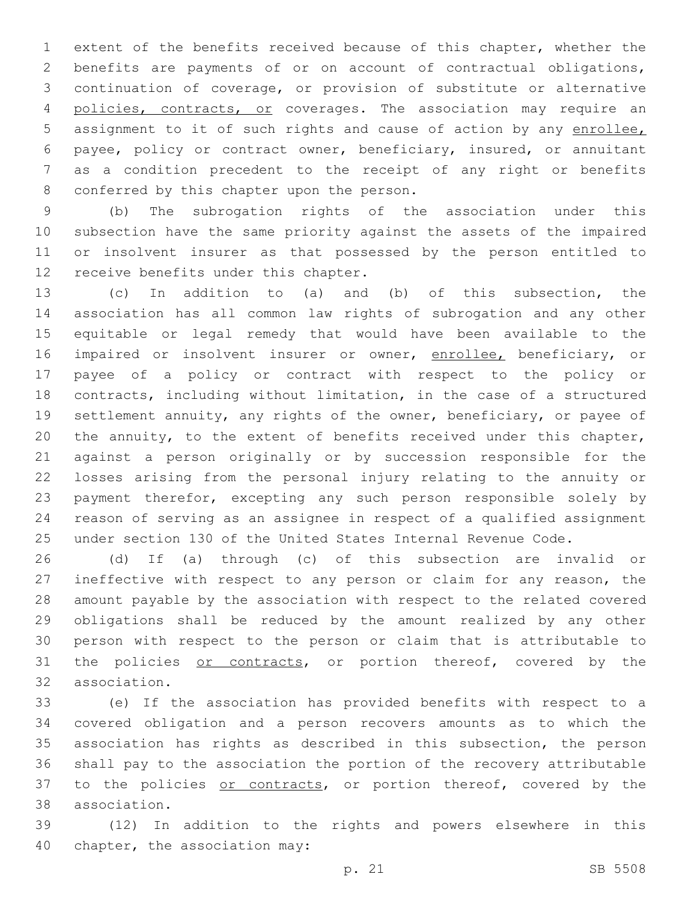extent of the benefits received because of this chapter, whether the benefits are payments of or on account of contractual obligations, continuation of coverage, or provision of substitute or alternative policies, contracts, or coverages. The association may require an assignment to it of such rights and cause of action by any enrollee, payee, policy or contract owner, beneficiary, insured, or annuitant as a condition precedent to the receipt of any right or benefits conferred by this chapter upon the person.

(b) The subrogation rights of the association under this subsection have the same priority against the assets of the impaired or insolvent insurer as that possessed by the person entitled to receive benefits under this chapter.

(c) In addition to (a) and (b) of this subsection, the association has all common law rights of subrogation and any other equitable or legal remedy that would have been available to the impaired or insolvent insurer or owner, enrollee, beneficiary, or payee of a policy or contract with respect to the policy or contracts, including without limitation, in the case of a structured settlement annuity, any rights of the owner, beneficiary, or payee of the annuity, to the extent of benefits received under this chapter, against a person originally or by succession responsible for the losses arising from the personal injury relating to the annuity or payment therefor, excepting any such person responsible solely by reason of serving as an assignee in respect of a qualified assignment under section 130 of the United States Internal Revenue Code.

(d) If (a) through (c) of this subsection are invalid or ineffective with respect to any person or claim for any reason, the amount payable by the association with respect to the related covered obligations shall be reduced by the amount realized by any other person with respect to the person or claim that is attributable to the policies or contracts, or portion thereof, covered by the association.

(e) If the association has provided benefits with respect to a covered obligation and a person recovers amounts as to which the association has rights as described in this subsection, the person shall pay to the association the portion of the recovery attributable to the policies or contracts, or portion thereof, covered by the association.

(12) In addition to the rights and powers elsewhere in this chapter, the association may: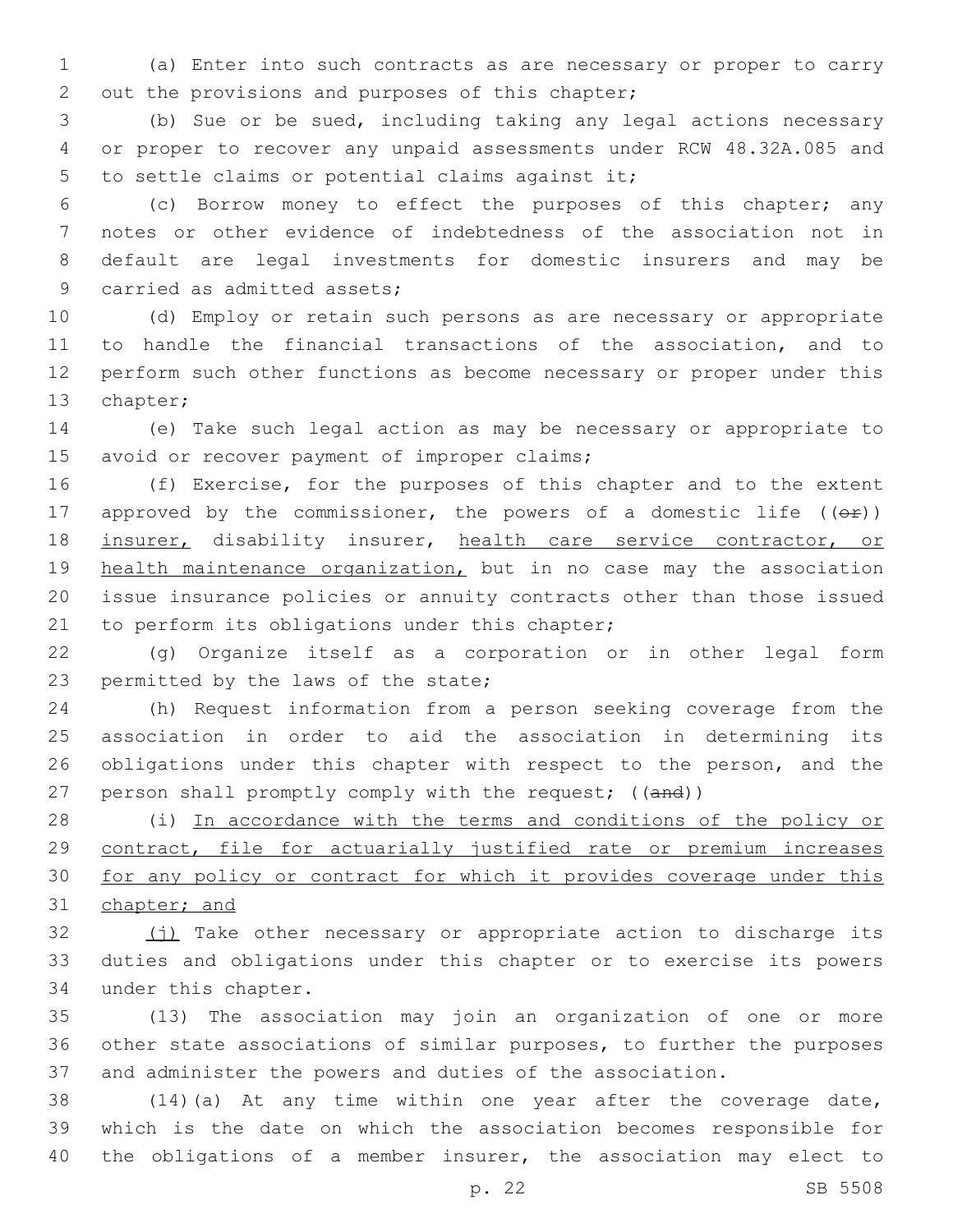(a) Enter into such contracts as are necessary or proper to carry out the provisions and purposes of this chapter;

(b) Sue or be sued, including taking any legal actions necessary or proper to recover any unpaid assessments under RCW 48.32A.085 and to settle claims or potential claims against it;

(c) Borrow money to effect the purposes of this chapter; any notes or other evidence of indebtedness of the association not in default are legal investments for domestic insurers and may be carried as admitted assets;

(d) Employ or retain such persons as are necessary or appropriate to handle the financial transactions of the association, and to perform such other functions as become necessary or proper under this chapter;

(e) Take such legal action as may be necessary or appropriate to avoid or recover payment of improper claims;

(f) Exercise, for the purposes of this chapter and to the extent approved by the commissioner, the powers of a domestic life ((~~or~~)) insurer, disability insurer, health care service contractor, or health maintenance organization, but in no case may the association issue insurance policies or annuity contracts other than those issued to perform its obligations under this chapter;

(g) Organize itself as a corporation or in other legal form permitted by the laws of the state;

(h) Request information from a person seeking coverage from the association in order to aid the association in determining its obligations under this chapter with respect to the person, and the person shall promptly comply with the request; ((~~and~~))

(i) In accordance with the terms and conditions of the policy or contract, file for actuarially justified rate or premium increases for any policy or contract for which it provides coverage under this chapter; and

(j) Take other necessary or appropriate action to discharge its duties and obligations under this chapter or to exercise its powers under this chapter.

(13) The association may join an organization of one or more other state associations of similar purposes, to further the purposes and administer the powers and duties of the association.

(14)(a) At any time within one year after the coverage date, which is the date on which the association becomes responsible for the obligations of a member insurer, the association may elect to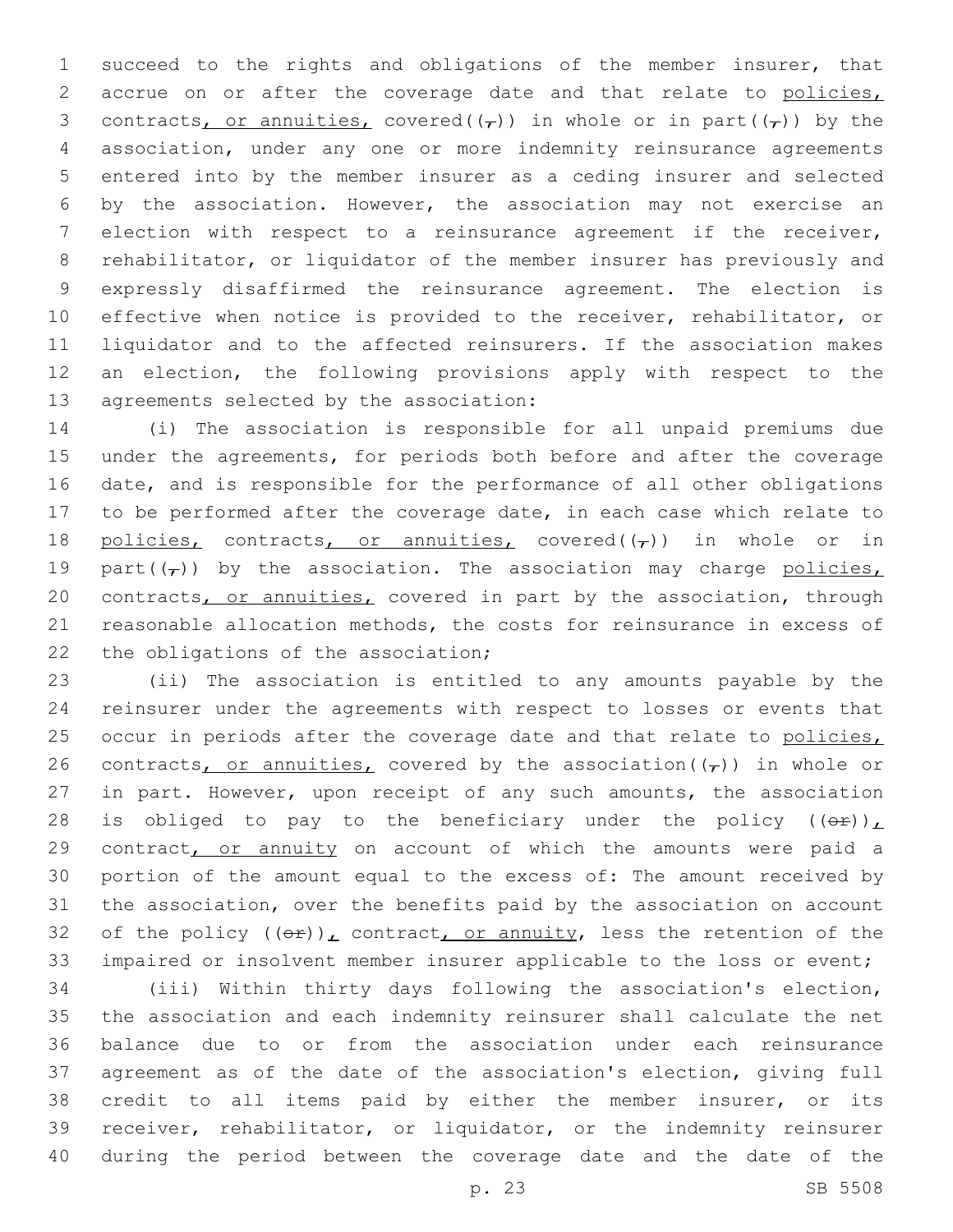succeed to the rights and obligations of the member insurer, that accrue on or after the coverage date and that relate to policies, contracts, or annuities, covered((,)) in whole or in part((,)) by the association, under any one or more indemnity reinsurance agreements entered into by the member insurer as a ceding insurer and selected by the association. However, the association may not exercise an election with respect to a reinsurance agreement if the receiver, rehabilitator, or liquidator of the member insurer has previously and expressly disaffirmed the reinsurance agreement. The election is effective when notice is provided to the receiver, rehabilitator, or liquidator and to the affected reinsurers. If the association makes an election, the following provisions apply with respect to the agreements selected by the association:

(i) The association is responsible for all unpaid premiums due under the agreements, for periods both before and after the coverage date, and is responsible for the performance of all other obligations to be performed after the coverage date, in each case which relate to policies, contracts, or annuities, covered((,)) in whole or in part((,)) by the association. The association may charge policies, contracts, or annuities, covered in part by the association, through reasonable allocation methods, the costs for reinsurance in excess of the obligations of the association;

(ii) The association is entitled to any amounts payable by the reinsurer under the agreements with respect to losses or events that occur in periods after the coverage date and that relate to policies, contracts, or annuities, covered by the association((,)) in whole or in part. However, upon receipt of any such amounts, the association is obliged to pay to the beneficiary under the policy ((or)), contract, or annuity on account of which the amounts were paid a portion of the amount equal to the excess of: The amount received by the association, over the benefits paid by the association on account of the policy ((or)), contract, or annuity, less the retention of the impaired or insolvent member insurer applicable to the loss or event;

(iii) Within thirty days following the association's election, the association and each indemnity reinsurer shall calculate the net balance due to or from the association under each reinsurance agreement as of the date of the association's election, giving full credit to all items paid by either the member insurer, or its receiver, rehabilitator, or liquidator, or the indemnity reinsurer during the period between the coverage date and the date of the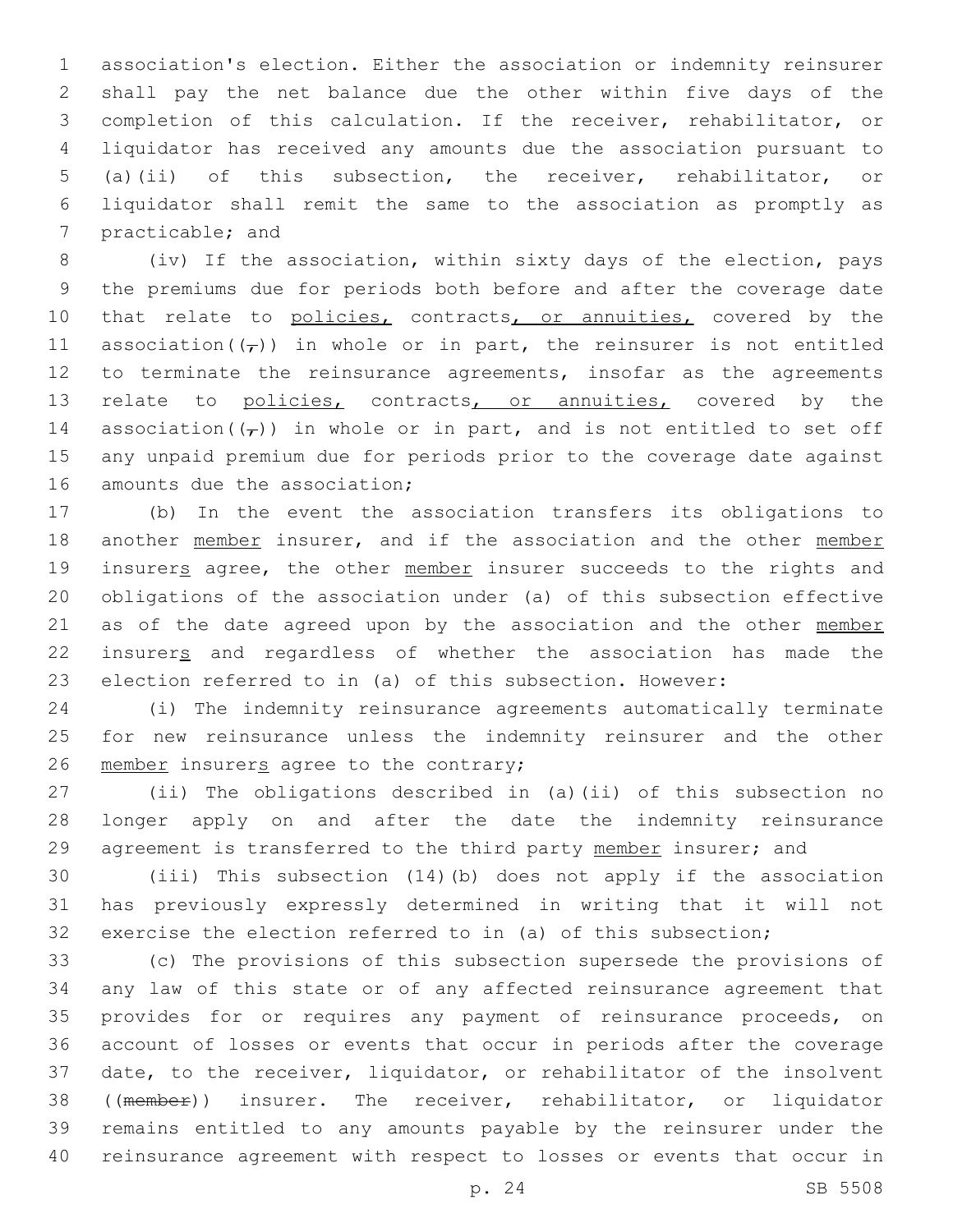association's election. Either the association or indemnity reinsurer shall pay the net balance due the other within five days of the completion of this calculation. If the receiver, rehabilitator, or liquidator has received any amounts due the association pursuant to (a)(ii) of this subsection, the receiver, rehabilitator, or liquidator shall remit the same to the association as promptly as practicable; and

(iv) If the association, within sixty days of the election, pays the premiums due for periods both before and after the coverage date that relate to policies, contracts, or annuities, covered by the association((,)) in whole or in part, the reinsurer is not entitled to terminate the reinsurance agreements, insofar as the agreements relate to policies, contracts, or annuities, covered by the association((,)) in whole or in part, and is not entitled to set off any unpaid premium due for periods prior to the coverage date against amounts due the association;

(b) In the event the association transfers its obligations to another member insurer, and if the association and the other member insurers agree, the other member insurer succeeds to the rights and obligations of the association under (a) of this subsection effective as of the date agreed upon by the association and the other member insurers and regardless of whether the association has made the election referred to in (a) of this subsection. However:

(i) The indemnity reinsurance agreements automatically terminate for new reinsurance unless the indemnity reinsurer and the other member insurers agree to the contrary;

(ii) The obligations described in (a)(ii) of this subsection no longer apply on and after the date the indemnity reinsurance agreement is transferred to the third party member insurer; and

(iii) This subsection (14)(b) does not apply if the association has previously expressly determined in writing that it will not exercise the election referred to in (a) of this subsection;

(c) The provisions of this subsection supersede the provisions of any law of this state or of any affected reinsurance agreement that provides for or requires any payment of reinsurance proceeds, on account of losses or events that occur in periods after the coverage date, to the receiver, liquidator, or rehabilitator of the insolvent ((~~member~~)) insurer. The receiver, rehabilitator, or liquidator remains entitled to any amounts payable by the reinsurer under the reinsurance agreement with respect to losses or events that occur in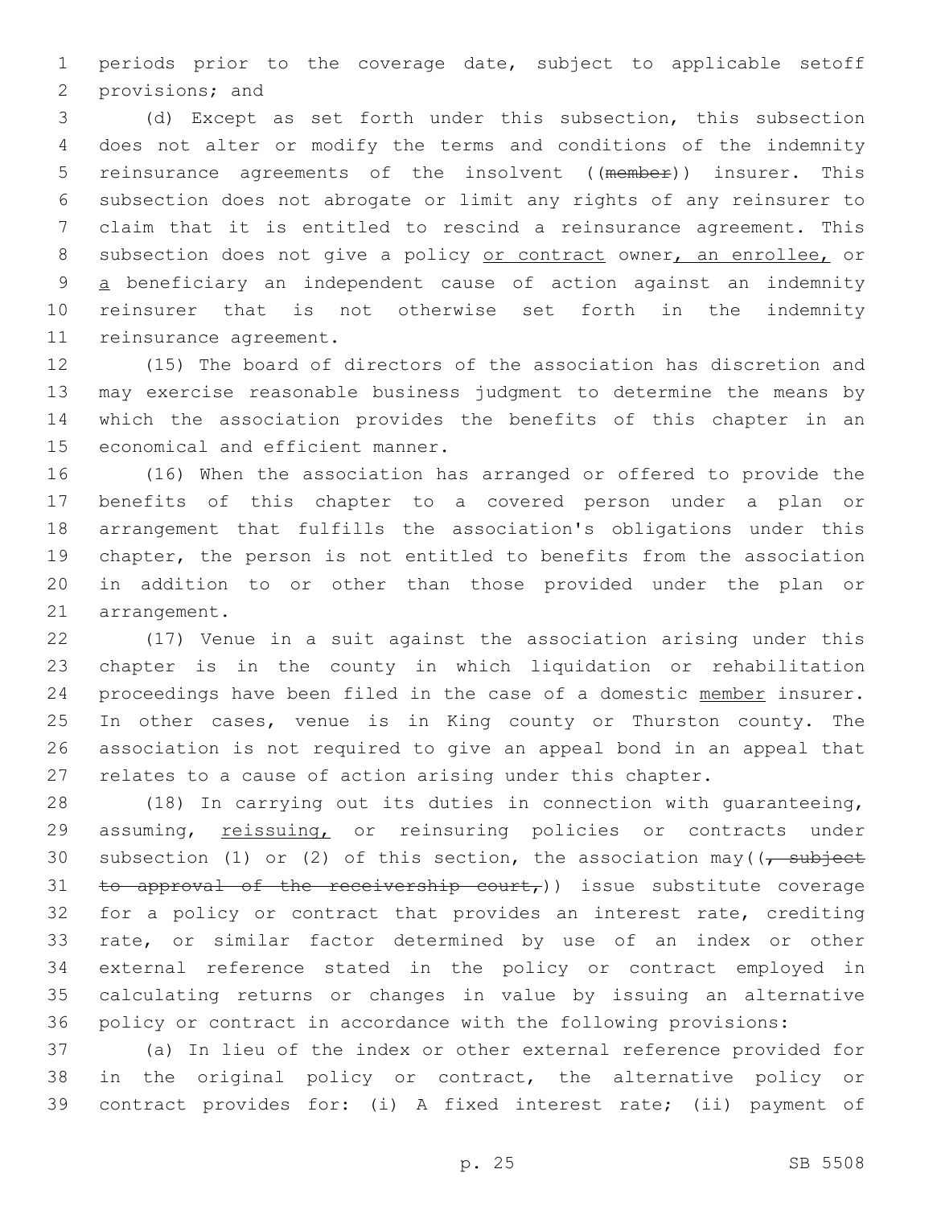periods prior to the coverage date, subject to applicable setoff provisions; and

(d) Except as set forth under this subsection, this subsection does not alter or modify the terms and conditions of the indemnity reinsurance agreements of the insolvent ((~~member~~)) insurer. This subsection does not abrogate or limit any rights of any reinsurer to claim that it is entitled to rescind a reinsurance agreement. This subsection does not give a policy <u>or contract</u> owner<u>, an enrollee,</u> or <u>a</u> beneficiary an independent cause of action against an indemnity reinsurer that is not otherwise set forth in the indemnity reinsurance agreement.

(15) The board of directors of the association has discretion and may exercise reasonable business judgment to determine the means by which the association provides the benefits of this chapter in an economical and efficient manner.

(16) When the association has arranged or offered to provide the benefits of this chapter to a covered person under a plan or arrangement that fulfills the association's obligations under this chapter, the person is not entitled to benefits from the association in addition to or other than those provided under the plan or arrangement.

(17) Venue in a suit against the association arising under this chapter is in the county in which liquidation or rehabilitation proceedings have been filed in the case of a domestic <u>member</u> insurer. In other cases, venue is in King county or Thurston county. The association is not required to give an appeal bond in an appeal that relates to a cause of action arising under this chapter.

(18) In carrying out its duties in connection with guaranteeing, assuming, <u>reissuing,</u> or reinsuring policies or contracts under subsection (1) or (2) of this section, the association may((~~, subject to approval of the receivership court,~~)) issue substitute coverage for a policy or contract that provides an interest rate, crediting rate, or similar factor determined by use of an index or other external reference stated in the policy or contract employed in calculating returns or changes in value by issuing an alternative policy or contract in accordance with the following provisions:

(a) In lieu of the index or other external reference provided for in the original policy or contract, the alternative policy or contract provides for: (i) A fixed interest rate; (ii) payment of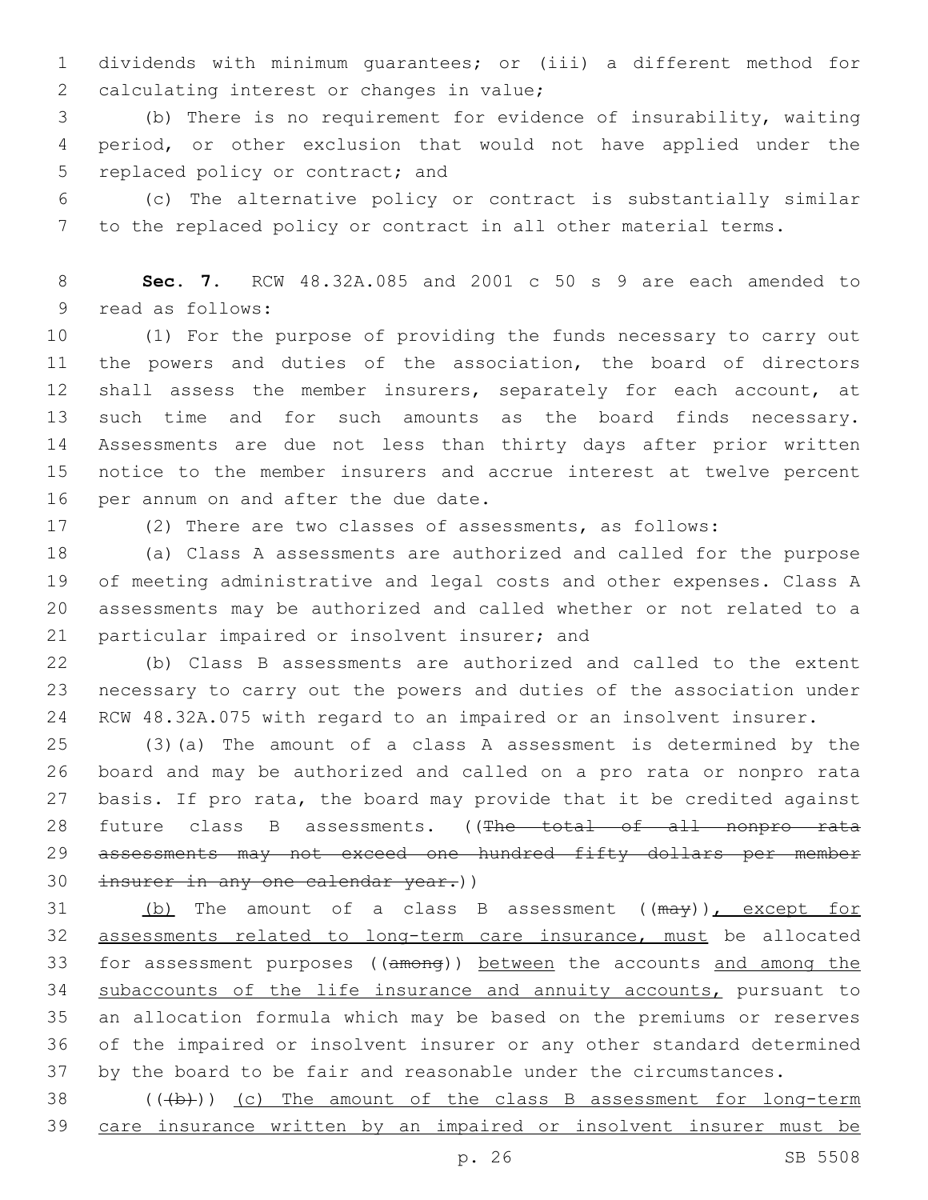dividends with minimum guarantees; or (iii) a different method for calculating interest or changes in value;

(b) There is no requirement for evidence of insurability, waiting period, or other exclusion that would not have applied under the replaced policy or contract; and

(c) The alternative policy or contract is substantially similar to the replaced policy or contract in all other material terms.

**Sec. 7.** RCW 48.32A.085 and 2001 c 50 s 9 are each amended to read as follows:

(1) For the purpose of providing the funds necessary to carry out the powers and duties of the association, the board of directors shall assess the member insurers, separately for each account, at such time and for such amounts as the board finds necessary. Assessments are due not less than thirty days after prior written notice to the member insurers and accrue interest at twelve percent per annum on and after the due date.

(2) There are two classes of assessments, as follows:

(a) Class A assessments are authorized and called for the purpose of meeting administrative and legal costs and other expenses. Class A assessments may be authorized and called whether or not related to a particular impaired or insolvent insurer; and

(b) Class B assessments are authorized and called to the extent necessary to carry out the powers and duties of the association under RCW 48.32A.075 with regard to an impaired or an insolvent insurer.

(3)(a) The amount of a class A assessment is determined by the board and may be authorized and called on a pro rata or nonpro rata basis. If pro rata, the board may provide that it be credited against future class B assessments. ((~~The total of all nonpro rata assessments may not exceed one hundred fifty dollars per member insurer in any one calendar year.~~))

<u>(b)</u> The amount of a class B assessment ((~~may~~))<u>, except for assessments related to long-term care insurance, must</u> be allocated for assessment purposes ((~~among~~)) <u>between</u> the accounts <u>and among the subaccounts of the life insurance and annuity accounts,</u> pursuant to an allocation formula which may be based on the premiums or reserves of the impaired or insolvent insurer or any other standard determined by the board to be fair and reasonable under the circumstances.

((~~(b)~~)) <u>(c) The amount of the class B assessment for long-term care insurance written by an impaired or insolvent insurer must be</u>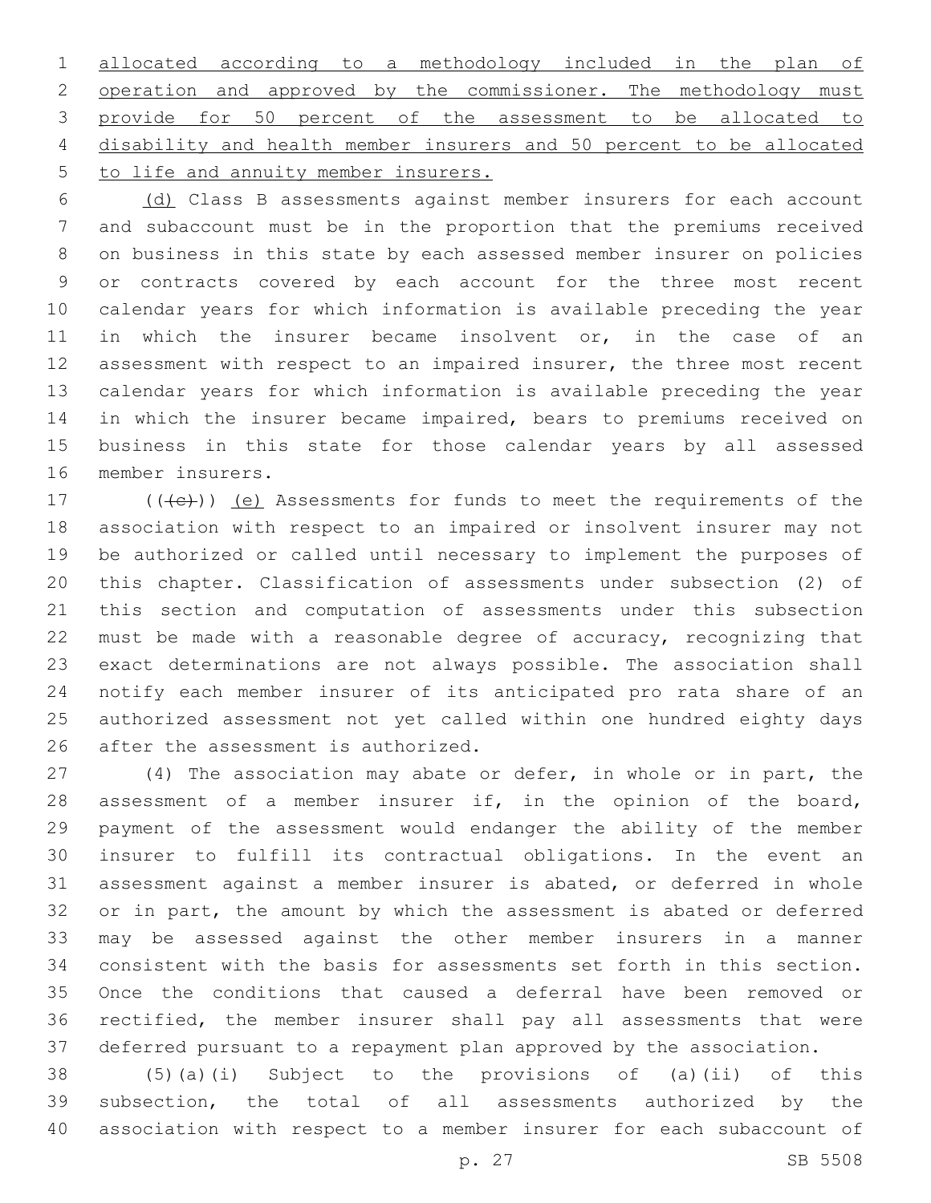allocated according to a methodology included in the plan of operation and approved by the commissioner. The methodology must provide for 50 percent of the assessment to be allocated to disability and health member insurers and 50 percent to be allocated to life and annuity member insurers.

(d) Class B assessments against member insurers for each account and subaccount must be in the proportion that the premiums received on business in this state by each assessed member insurer on policies or contracts covered by each account for the three most recent calendar years for which information is available preceding the year in which the insurer became insolvent or, in the case of an assessment with respect to an impaired insurer, the three most recent calendar years for which information is available preceding the year in which the insurer became impaired, bears to premiums received on business in this state for those calendar years by all assessed member insurers.

(((c))) (e) Assessments for funds to meet the requirements of the association with respect to an impaired or insolvent insurer may not be authorized or called until necessary to implement the purposes of this chapter. Classification of assessments under subsection (2) of this section and computation of assessments under this subsection must be made with a reasonable degree of accuracy, recognizing that exact determinations are not always possible. The association shall notify each member insurer of its anticipated pro rata share of an authorized assessment not yet called within one hundred eighty days after the assessment is authorized.

(4) The association may abate or defer, in whole or in part, the assessment of a member insurer if, in the opinion of the board, payment of the assessment would endanger the ability of the member insurer to fulfill its contractual obligations. In the event an assessment against a member insurer is abated, or deferred in whole or in part, the amount by which the assessment is abated or deferred may be assessed against the other member insurers in a manner consistent with the basis for assessments set forth in this section. Once the conditions that caused a deferral have been removed or rectified, the member insurer shall pay all assessments that were deferred pursuant to a repayment plan approved by the association.

(5)(a)(i) Subject to the provisions of (a)(ii) of this subsection, the total of all assessments authorized by the association with respect to a member insurer for each subaccount of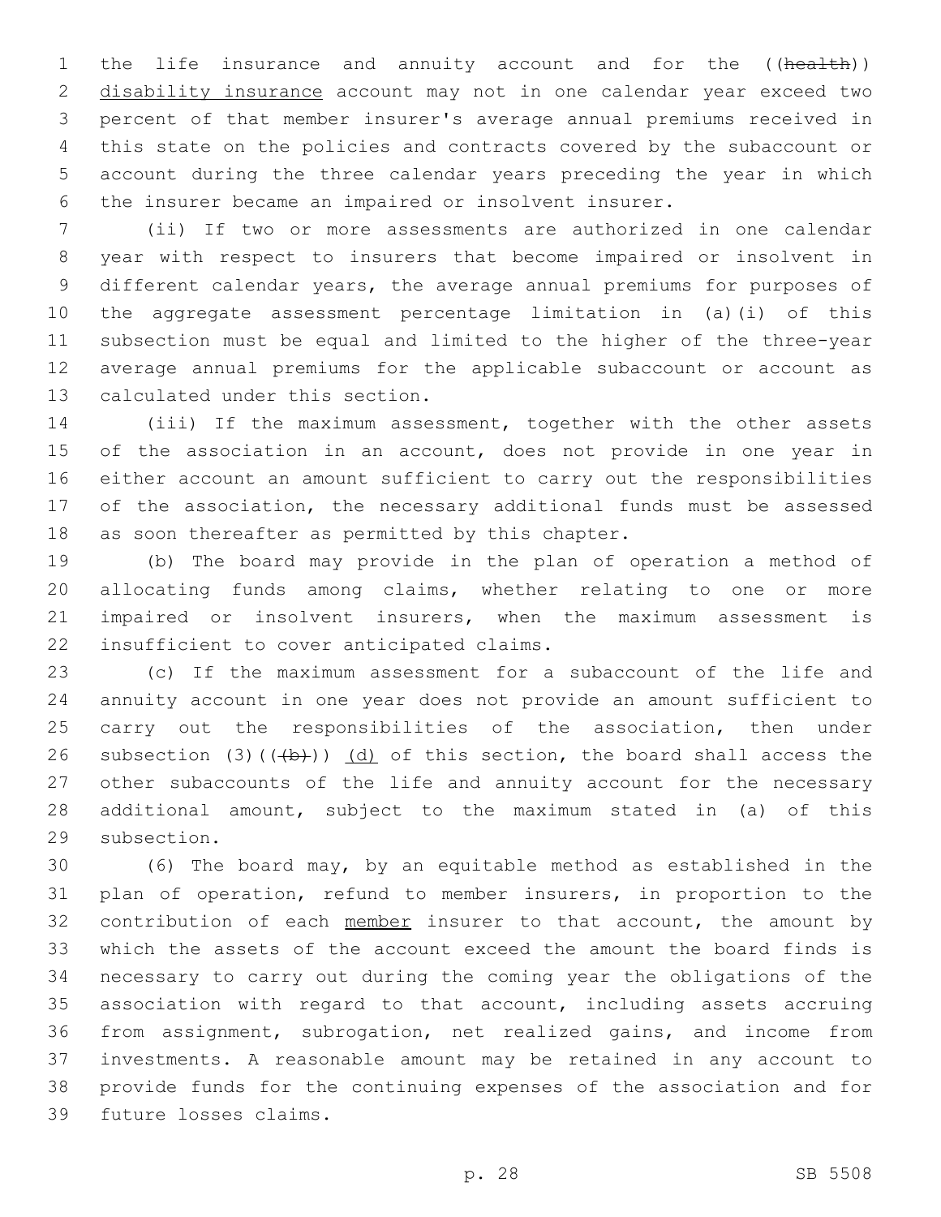the life insurance and annuity account and for the ((~~health~~)) <u>disability insurance</u> account may not in one calendar year exceed two percent of that member insurer's average annual premiums received in this state on the policies and contracts covered by the subaccount or account during the three calendar years preceding the year in which the insurer became an impaired or insolvent insurer.

(ii) If two or more assessments are authorized in one calendar year with respect to insurers that become impaired or insolvent in different calendar years, the average annual premiums for purposes of the aggregate assessment percentage limitation in (a)(i) of this subsection must be equal and limited to the higher of the three-year average annual premiums for the applicable subaccount or account as calculated under this section.

(iii) If the maximum assessment, together with the other assets of the association in an account, does not provide in one year in either account an amount sufficient to carry out the responsibilities of the association, the necessary additional funds must be assessed as soon thereafter as permitted by this chapter.

(b) The board may provide in the plan of operation a method of allocating funds among claims, whether relating to one or more impaired or insolvent insurers, when the maximum assessment is insufficient to cover anticipated claims.

(c) If the maximum assessment for a subaccount of the life and annuity account in one year does not provide an amount sufficient to carry out the responsibilities of the association, then under subsection (3)((~~(b)~~)) <u>(d)</u> of this section, the board shall access the other subaccounts of the life and annuity account for the necessary additional amount, subject to the maximum stated in (a) of this subsection.

(6) The board may, by an equitable method as established in the plan of operation, refund to member insurers, in proportion to the contribution of each <u>member</u> insurer to that account, the amount by which the assets of the account exceed the amount the board finds is necessary to carry out during the coming year the obligations of the association with regard to that account, including assets accruing from assignment, subrogation, net realized gains, and income from investments. A reasonable amount may be retained in any account to provide funds for the continuing expenses of the association and for future losses claims.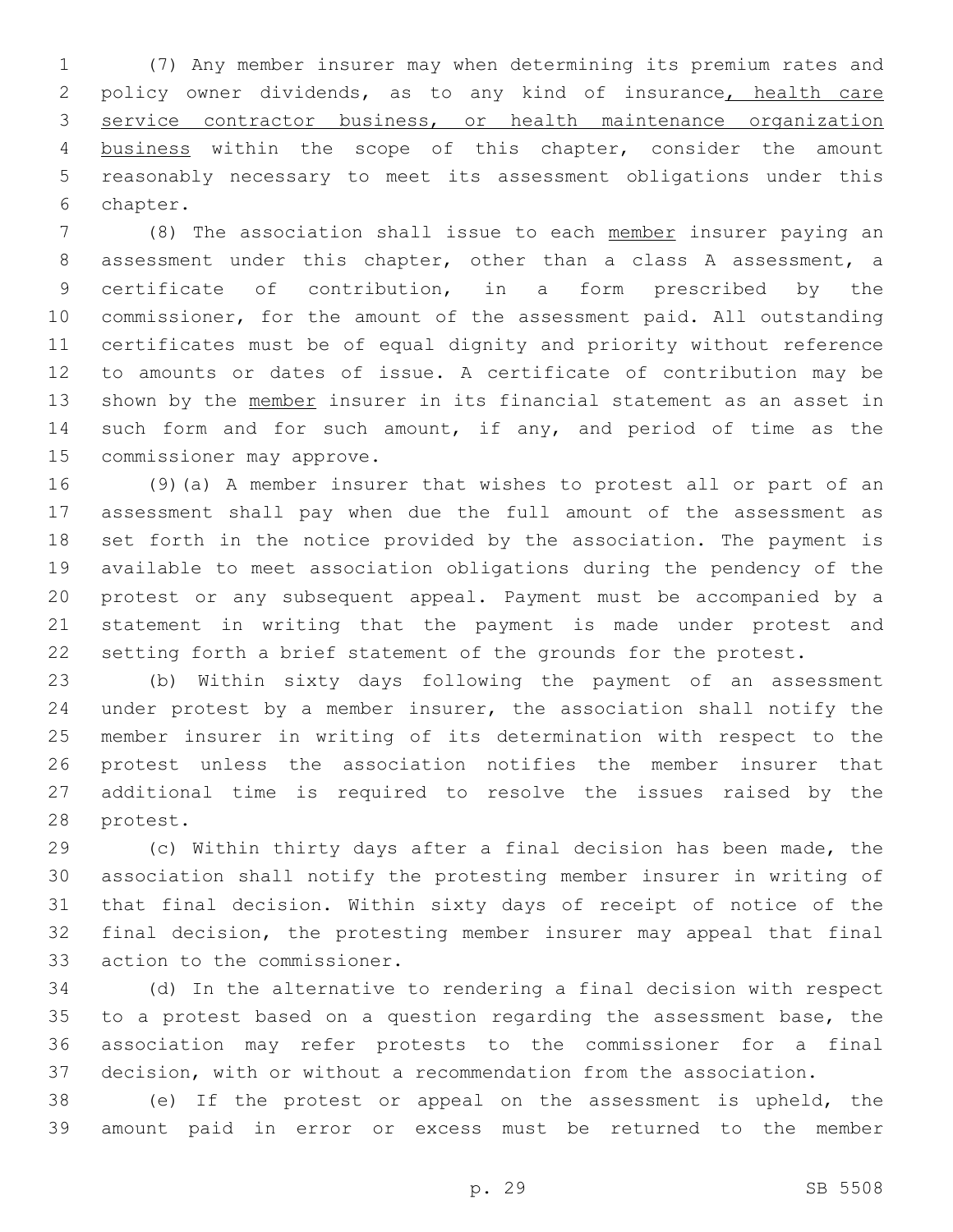(7) Any member insurer may when determining its premium rates and policy owner dividends, as to any kind of insurance, health care service contractor business, or health maintenance organization business within the scope of this chapter, consider the amount reasonably necessary to meet its assessment obligations under this chapter.

(8) The association shall issue to each member insurer paying an assessment under this chapter, other than a class A assessment, a certificate of contribution, in a form prescribed by the commissioner, for the amount of the assessment paid. All outstanding certificates must be of equal dignity and priority without reference to amounts or dates of issue. A certificate of contribution may be shown by the member insurer in its financial statement as an asset in such form and for such amount, if any, and period of time as the commissioner may approve.

(9)(a) A member insurer that wishes to protest all or part of an assessment shall pay when due the full amount of the assessment as set forth in the notice provided by the association. The payment is available to meet association obligations during the pendency of the protest or any subsequent appeal. Payment must be accompanied by a statement in writing that the payment is made under protest and setting forth a brief statement of the grounds for the protest.

(b) Within sixty days following the payment of an assessment under protest by a member insurer, the association shall notify the member insurer in writing of its determination with respect to the protest unless the association notifies the member insurer that additional time is required to resolve the issues raised by the protest.

(c) Within thirty days after a final decision has been made, the association shall notify the protesting member insurer in writing of that final decision. Within sixty days of receipt of notice of the final decision, the protesting member insurer may appeal that final action to the commissioner.

(d) In the alternative to rendering a final decision with respect to a protest based on a question regarding the assessment base, the association may refer protests to the commissioner for a final decision, with or without a recommendation from the association.

(e) If the protest or appeal on the assessment is upheld, the amount paid in error or excess must be returned to the member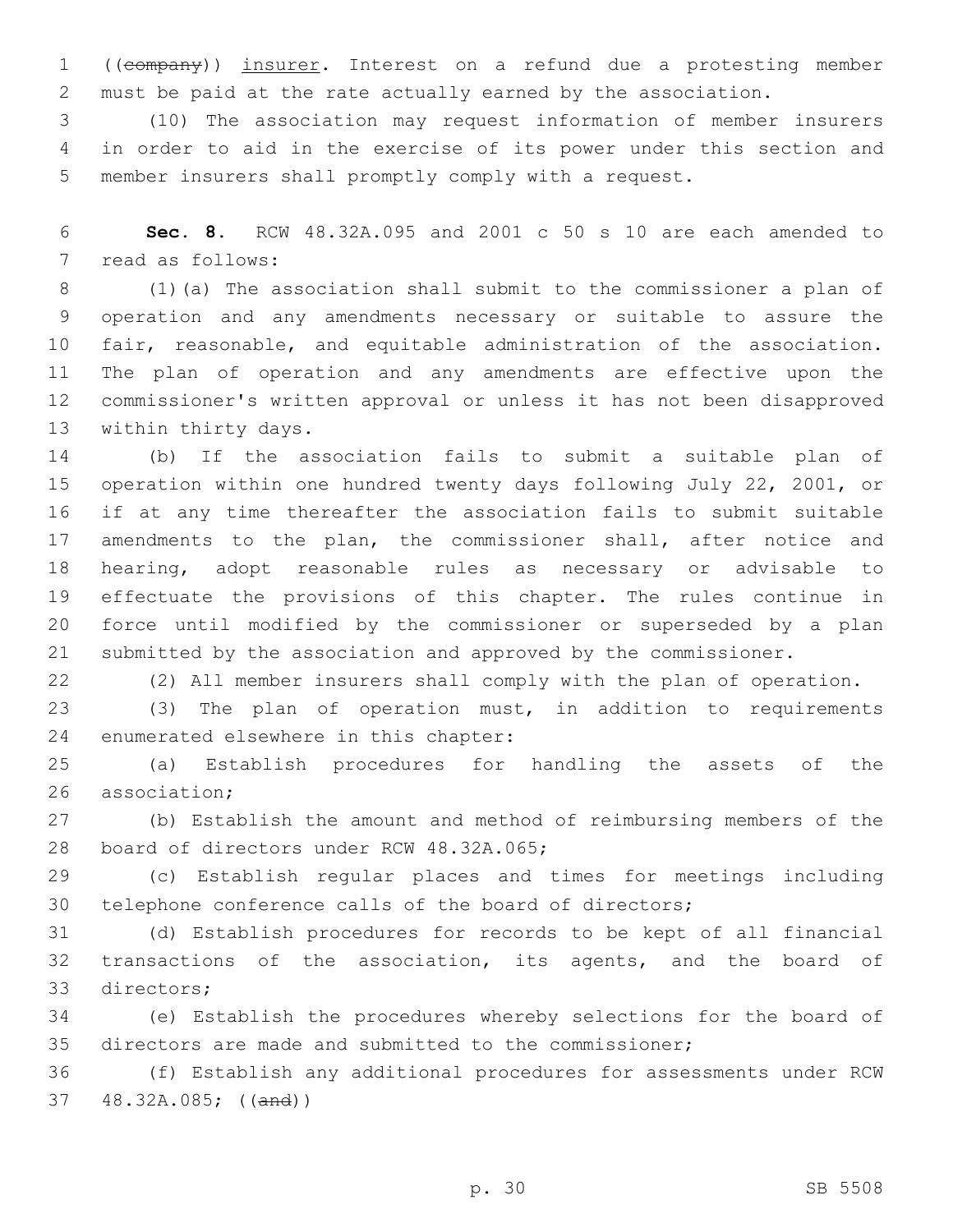((~~company~~)) insurer. Interest on a refund due a protesting member must be paid at the rate actually earned by the association.

(10) The association may request information of member insurers in order to aid in the exercise of its power under this section and member insurers shall promptly comply with a request.

**Sec. 8.** RCW 48.32A.095 and 2001 c 50 s 10 are each amended to read as follows:

(1)(a) The association shall submit to the commissioner a plan of operation and any amendments necessary or suitable to assure the fair, reasonable, and equitable administration of the association. The plan of operation and any amendments are effective upon the commissioner's written approval or unless it has not been disapproved within thirty days.

(b) If the association fails to submit a suitable plan of operation within one hundred twenty days following July 22, 2001, or if at any time thereafter the association fails to submit suitable amendments to the plan, the commissioner shall, after notice and hearing, adopt reasonable rules as necessary or advisable to effectuate the provisions of this chapter. The rules continue in force until modified by the commissioner or superseded by a plan submitted by the association and approved by the commissioner.

(2) All member insurers shall comply with the plan of operation.

(3) The plan of operation must, in addition to requirements enumerated elsewhere in this chapter:

(a) Establish procedures for handling the assets of the association;

(b) Establish the amount and method of reimbursing members of the board of directors under RCW 48.32A.065;

(c) Establish regular places and times for meetings including telephone conference calls of the board of directors;

(d) Establish procedures for records to be kept of all financial transactions of the association, its agents, and the board of directors;

(e) Establish the procedures whereby selections for the board of directors are made and submitted to the commissioner;

(f) Establish any additional procedures for assessments under RCW 48.32A.085; ((~~and~~))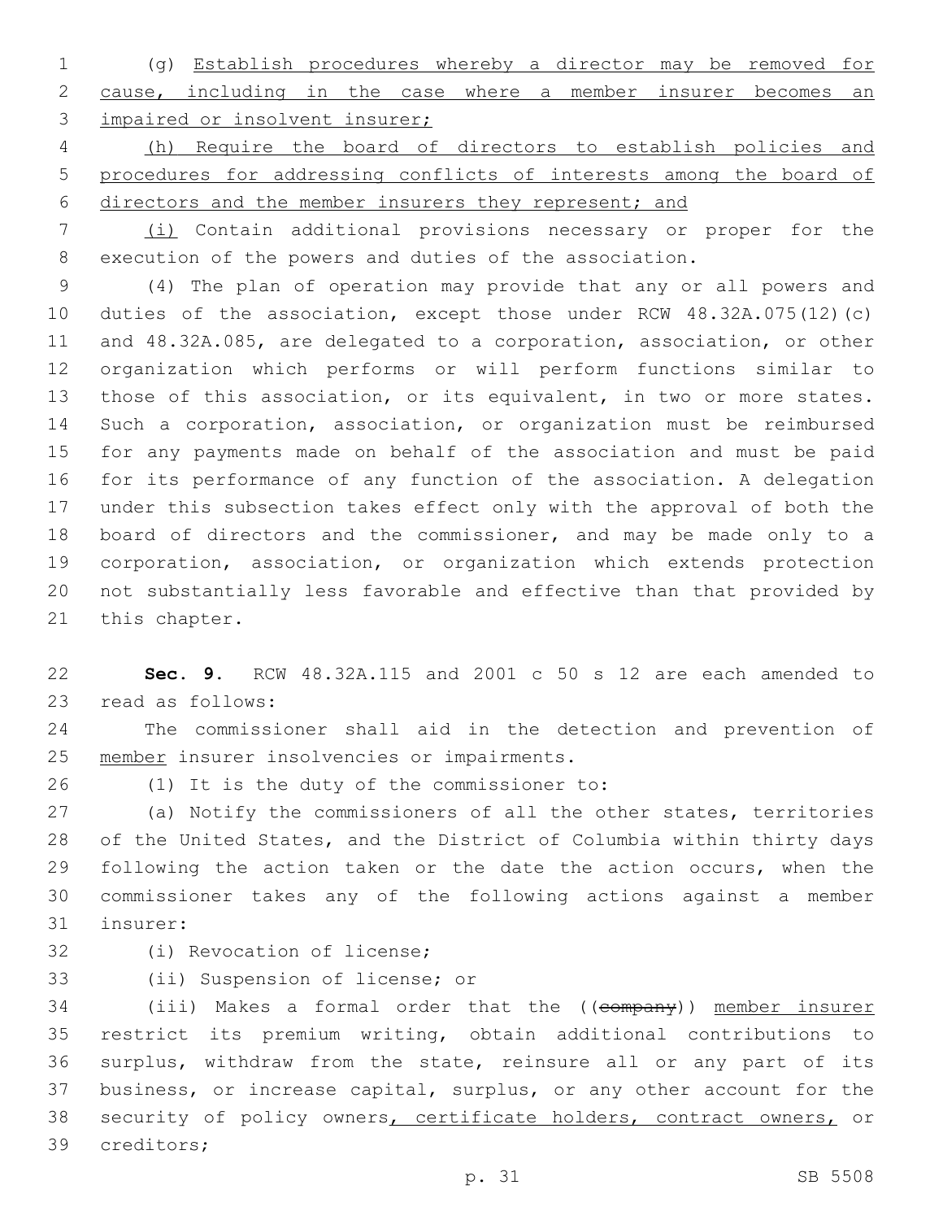(g) Establish procedures whereby a director may be removed for cause, including in the case where a member insurer becomes an impaired or insolvent insurer;

(h) Require the board of directors to establish policies and procedures for addressing conflicts of interests among the board of directors and the member insurers they represent; and

(i) Contain additional provisions necessary or proper for the execution of the powers and duties of the association.

(4) The plan of operation may provide that any or all powers and duties of the association, except those under RCW 48.32A.075(12)(c) and 48.32A.085, are delegated to a corporation, association, or other organization which performs or will perform functions similar to those of this association, or its equivalent, in two or more states. Such a corporation, association, or organization must be reimbursed for any payments made on behalf of the association and must be paid for its performance of any function of the association. A delegation under this subsection takes effect only with the approval of both the board of directors and the commissioner, and may be made only to a corporation, association, or organization which extends protection not substantially less favorable and effective than that provided by this chapter.

**Sec. 9.** RCW 48.32A.115 and 2001 c 50 s 12 are each amended to read as follows:

The commissioner shall aid in the detection and prevention of member insurer insolvencies or impairments.

(1) It is the duty of the commissioner to:

(a) Notify the commissioners of all the other states, territories of the United States, and the District of Columbia within thirty days following the action taken or the date the action occurs, when the commissioner takes any of the following actions against a member insurer:

(i) Revocation of license;

(ii) Suspension of license; or

(iii) Makes a formal order that the ((~~company~~)) member insurer restrict its premium writing, obtain additional contributions to surplus, withdraw from the state, reinsure all or any part of its business, or increase capital, surplus, or any other account for the security of policy owners, certificate holders, contract owners, or creditors;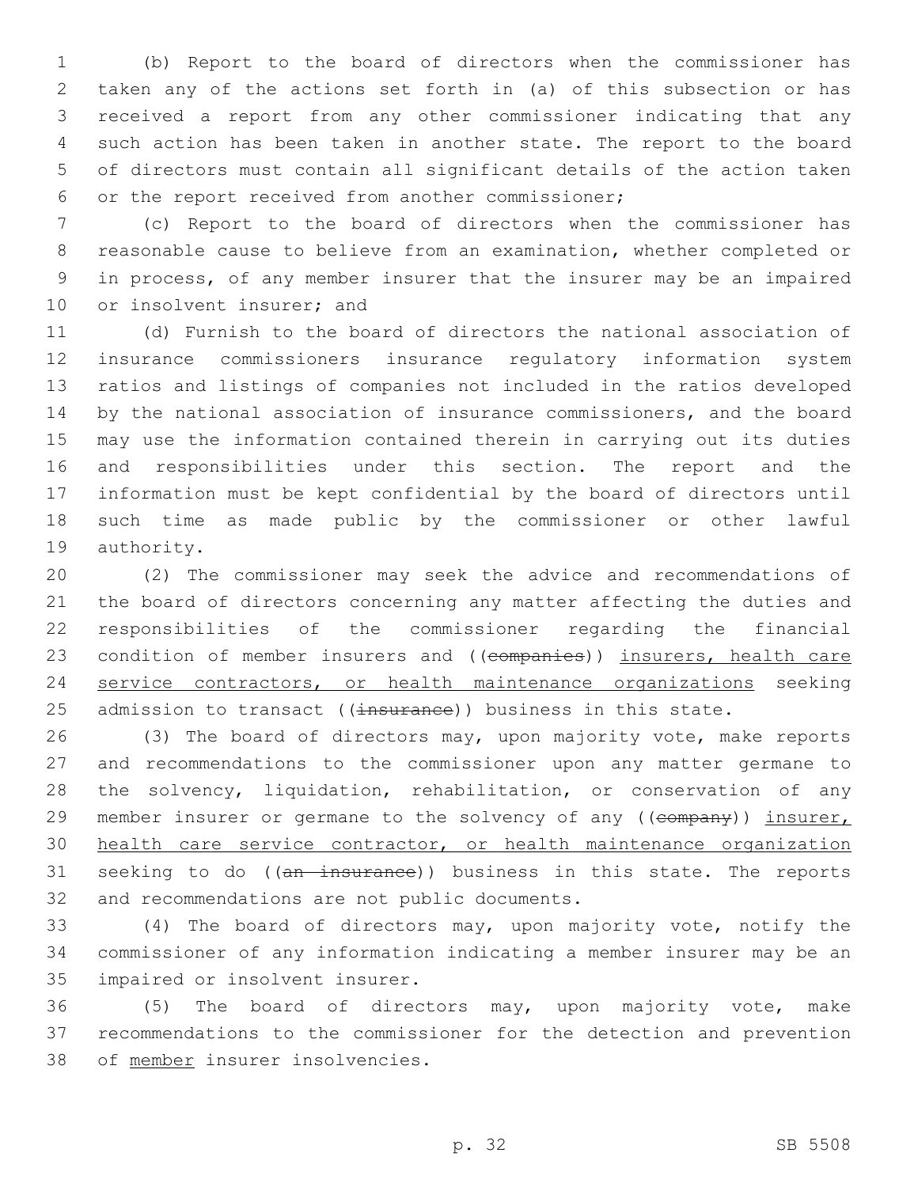(b) Report to the board of directors when the commissioner has taken any of the actions set forth in (a) of this subsection or has received a report from any other commissioner indicating that any such action has been taken in another state. The report to the board of directors must contain all significant details of the action taken or the report received from another commissioner;

(c) Report to the board of directors when the commissioner has reasonable cause to believe from an examination, whether completed or in process, of any member insurer that the insurer may be an impaired or insolvent insurer; and

(d) Furnish to the board of directors the national association of insurance commissioners insurance regulatory information system ratios and listings of companies not included in the ratios developed by the national association of insurance commissioners, and the board may use the information contained therein in carrying out its duties and responsibilities under this section. The report and the information must be kept confidential by the board of directors until such time as made public by the commissioner or other lawful authority.

(2) The commissioner may seek the advice and recommendations of the board of directors concerning any matter affecting the duties and responsibilities of the commissioner regarding the financial condition of member insurers and ((~~companies~~)) <u>insurers, health care service contractors, or health maintenance organizations</u> seeking admission to transact ((~~insurance~~)) business in this state.

(3) The board of directors may, upon majority vote, make reports and recommendations to the commissioner upon any matter germane to the solvency, liquidation, rehabilitation, or conservation of any member insurer or germane to the solvency of any ((~~company~~)) <u>insurer, health care service contractor, or health maintenance organization</u> seeking to do ((~~an insurance~~)) business in this state. The reports and recommendations are not public documents.

(4) The board of directors may, upon majority vote, notify the commissioner of any information indicating a member insurer may be an impaired or insolvent insurer.

(5) The board of directors may, upon majority vote, make recommendations to the commissioner for the detection and prevention of <u>member</u> insurer insolvencies.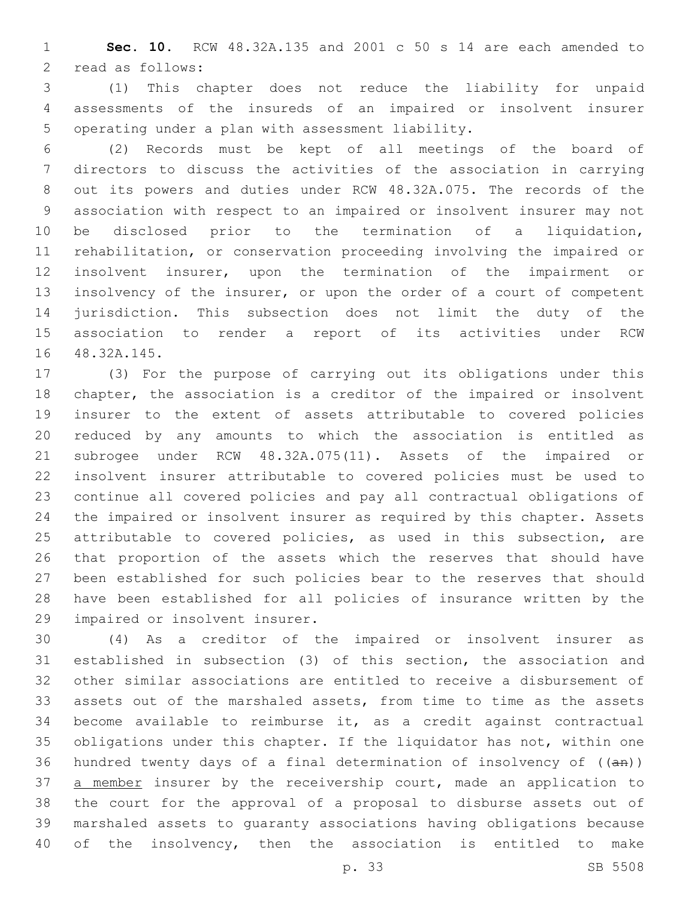**Sec. 10.** RCW 48.32A.135 and 2001 c 50 s 14 are each amended to read as follows:

(1) This chapter does not reduce the liability for unpaid assessments of the insureds of an impaired or insolvent insurer operating under a plan with assessment liability.

(2) Records must be kept of all meetings of the board of directors to discuss the activities of the association in carrying out its powers and duties under RCW 48.32A.075. The records of the association with respect to an impaired or insolvent insurer may not be disclosed prior to the termination of a liquidation, rehabilitation, or conservation proceeding involving the impaired or insolvent insurer, upon the termination of the impairment or insolvency of the insurer, or upon the order of a court of competent jurisdiction. This subsection does not limit the duty of the association to render a report of its activities under RCW 48.32A.145.

(3) For the purpose of carrying out its obligations under this chapter, the association is a creditor of the impaired or insolvent insurer to the extent of assets attributable to covered policies reduced by any amounts to which the association is entitled as subrogee under RCW 48.32A.075(11). Assets of the impaired or insolvent insurer attributable to covered policies must be used to continue all covered policies and pay all contractual obligations of the impaired or insolvent insurer as required by this chapter. Assets attributable to covered policies, as used in this subsection, are that proportion of the assets which the reserves that should have been established for such policies bear to the reserves that should have been established for all policies of insurance written by the impaired or insolvent insurer.

(4) As a creditor of the impaired or insolvent insurer as established in subsection (3) of this section, the association and other similar associations are entitled to receive a disbursement of assets out of the marshaled assets, from time to time as the assets become available to reimburse it, as a credit against contractual obligations under this chapter. If the liquidator has not, within one hundred twenty days of a final determination of insolvency of ((~~an~~)) <u>a member</u> insurer by the receivership court, made an application to the court for the approval of a proposal to disburse assets out of marshaled assets to guaranty associations having obligations because of the insolvency, then the association is entitled to make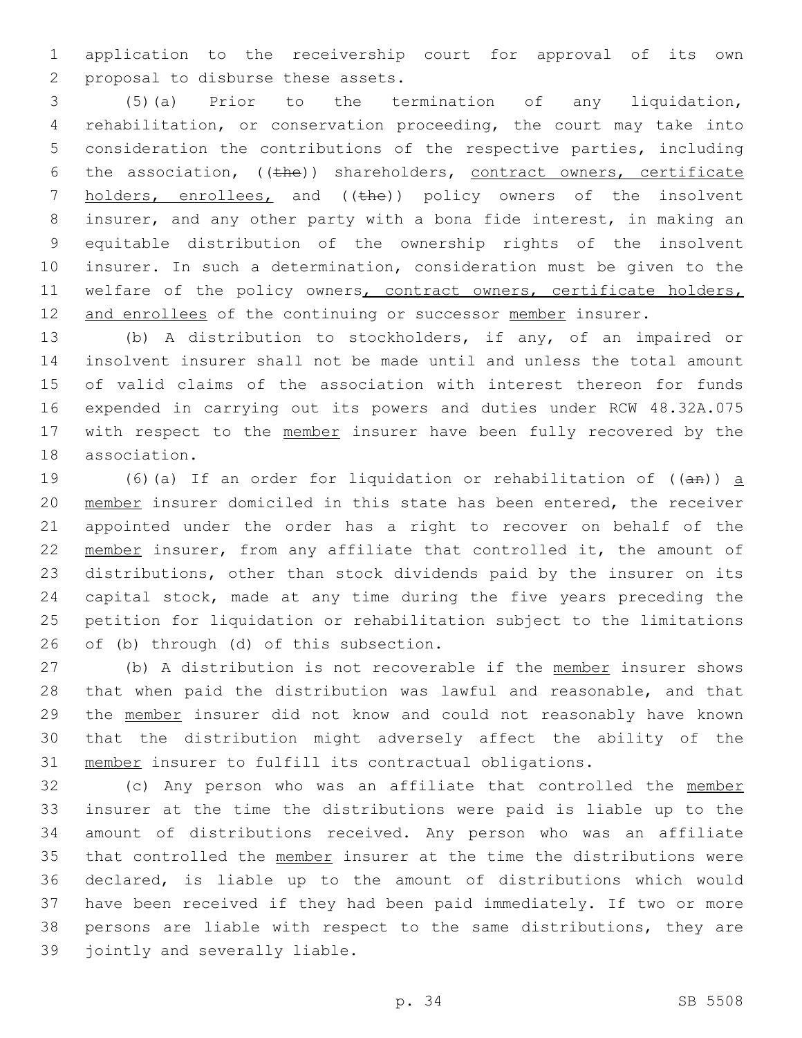application to the receivership court for approval of its own proposal to disburse these assets.

(5)(a) Prior to the termination of any liquidation, rehabilitation, or conservation proceeding, the court may take into consideration the contributions of the respective parties, including the association, ((~~the~~)) shareholders, <u>contract owners, certificate holders, enrollees,</u> and ((~~the~~)) policy owners of the insolvent insurer, and any other party with a bona fide interest, in making an equitable distribution of the ownership rights of the insolvent insurer. In such a determination, consideration must be given to the welfare of the policy owners<u>, contract owners, certificate holders, and enrollees</u> of the continuing or successor <u>member</u> insurer.

(b) A distribution to stockholders, if any, of an impaired or insolvent insurer shall not be made until and unless the total amount of valid claims of the association with interest thereon for funds expended in carrying out its powers and duties under RCW 48.32A.075 with respect to the <u>member</u> insurer have been fully recovered by the association.

(6)(a) If an order for liquidation or rehabilitation of ((~~an~~)) <u>a member</u> insurer domiciled in this state has been entered, the receiver appointed under the order has a right to recover on behalf of the <u>member</u> insurer, from any affiliate that controlled it, the amount of distributions, other than stock dividends paid by the insurer on its capital stock, made at any time during the five years preceding the petition for liquidation or rehabilitation subject to the limitations of (b) through (d) of this subsection.

(b) A distribution is not recoverable if the <u>member</u> insurer shows that when paid the distribution was lawful and reasonable, and that the <u>member</u> insurer did not know and could not reasonably have known that the distribution might adversely affect the ability of the <u>member</u> insurer to fulfill its contractual obligations.

(c) Any person who was an affiliate that controlled the <u>member</u> insurer at the time the distributions were paid is liable up to the amount of distributions received. Any person who was an affiliate that controlled the <u>member</u> insurer at the time the distributions were declared, is liable up to the amount of distributions which would have been received if they had been paid immediately. If two or more persons are liable with respect to the same distributions, they are jointly and severally liable.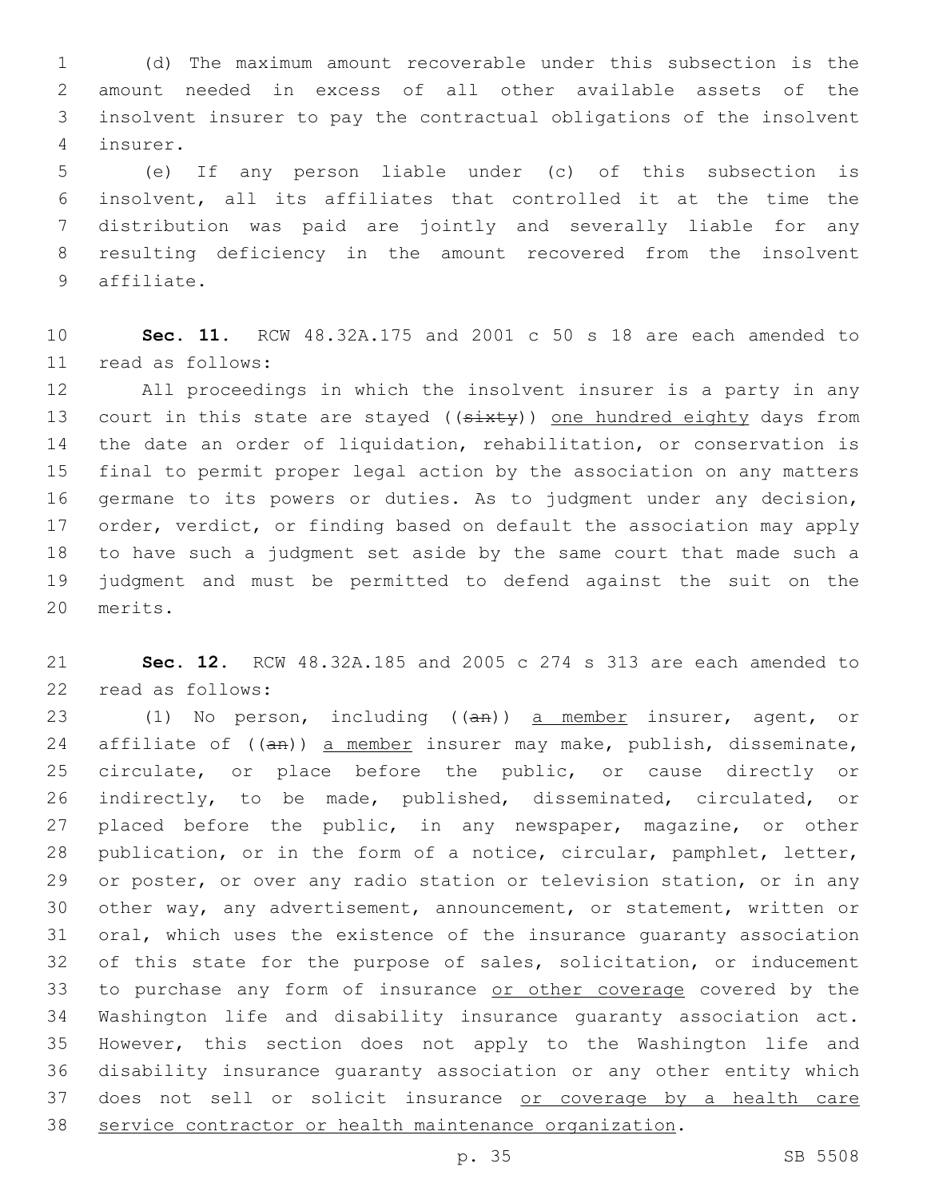(d) The maximum amount recoverable under this subsection is the amount needed in excess of all other available assets of the insolvent insurer to pay the contractual obligations of the insolvent insurer.

(e) If any person liable under (c) of this subsection is insolvent, all its affiliates that controlled it at the time the distribution was paid are jointly and severally liable for any resulting deficiency in the amount recovered from the insolvent affiliate.

**Sec. 11.** RCW 48.32A.175 and 2001 c 50 s 18 are each amended to read as follows:

All proceedings in which the insolvent insurer is a party in any court in this state are stayed ((~~sixty~~)) <u>one hundred eighty</u> days from the date an order of liquidation, rehabilitation, or conservation is final to permit proper legal action by the association on any matters germane to its powers or duties. As to judgment under any decision, order, verdict, or finding based on default the association may apply to have such a judgment set aside by the same court that made such a judgment and must be permitted to defend against the suit on the merits.

**Sec. 12.** RCW 48.32A.185 and 2005 c 274 s 313 are each amended to read as follows:

(1) No person, including ((~~an~~)) <u>a member</u> insurer, agent, or affiliate of ((~~an~~)) <u>a member</u> insurer may make, publish, disseminate, circulate, or place before the public, or cause directly or indirectly, to be made, published, disseminated, circulated, or placed before the public, in any newspaper, magazine, or other publication, or in the form of a notice, circular, pamphlet, letter, or poster, or over any radio station or television station, or in any other way, any advertisement, announcement, or statement, written or oral, which uses the existence of the insurance guaranty association of this state for the purpose of sales, solicitation, or inducement to purchase any form of insurance <u>or other coverage</u> covered by the Washington life and disability insurance guaranty association act. However, this section does not apply to the Washington life and disability insurance guaranty association or any other entity which does not sell or solicit insurance <u>or coverage by a health care service contractor or health maintenance organization</u>.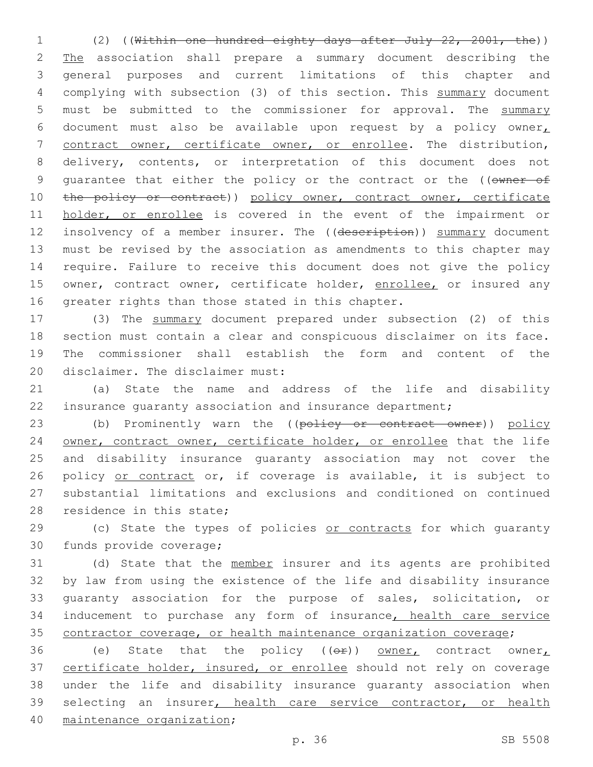(2) ((~~Within one hundred eighty days after July 22, 2001, the~~)) The association shall prepare a summary document describing the general purposes and current limitations of this chapter and complying with subsection (3) of this section. This summary document must be submitted to the commissioner for approval. The summary document must also be available upon request by a policy owner, contract owner, certificate owner, or enrollee. The distribution, delivery, contents, or interpretation of this document does not guarantee that either the policy or the contract or the ((~~owner of the policy or contract~~)) policy owner, contract owner, certificate holder, or enrollee is covered in the event of the impairment or insolvency of a member insurer. The ((~~description~~)) summary document must be revised by the association as amendments to this chapter may require. Failure to receive this document does not give the policy owner, contract owner, certificate holder, enrollee, or insured any greater rights than those stated in this chapter.

(3) The summary document prepared under subsection (2) of this section must contain a clear and conspicuous disclaimer on its face. The commissioner shall establish the form and content of the disclaimer. The disclaimer must:

(a) State the name and address of the life and disability insurance guaranty association and insurance department;

(b) Prominently warn the ((~~policy or contract owner~~)) policy owner, contract owner, certificate holder, or enrollee that the life and disability insurance guaranty association may not cover the policy or contract or, if coverage is available, it is subject to substantial limitations and exclusions and conditioned on continued residence in this state;

(c) State the types of policies or contracts for which guaranty funds provide coverage;

(d) State that the member insurer and its agents are prohibited by law from using the existence of the life and disability insurance guaranty association for the purpose of sales, solicitation, or inducement to purchase any form of insurance, health care service contractor coverage, or health maintenance organization coverage;

(e) State that the policy ((~~or~~)) owner, contract owner, certificate holder, insured, or enrollee should not rely on coverage under the life and disability insurance guaranty association when selecting an insurer, health care service contractor, or health maintenance organization;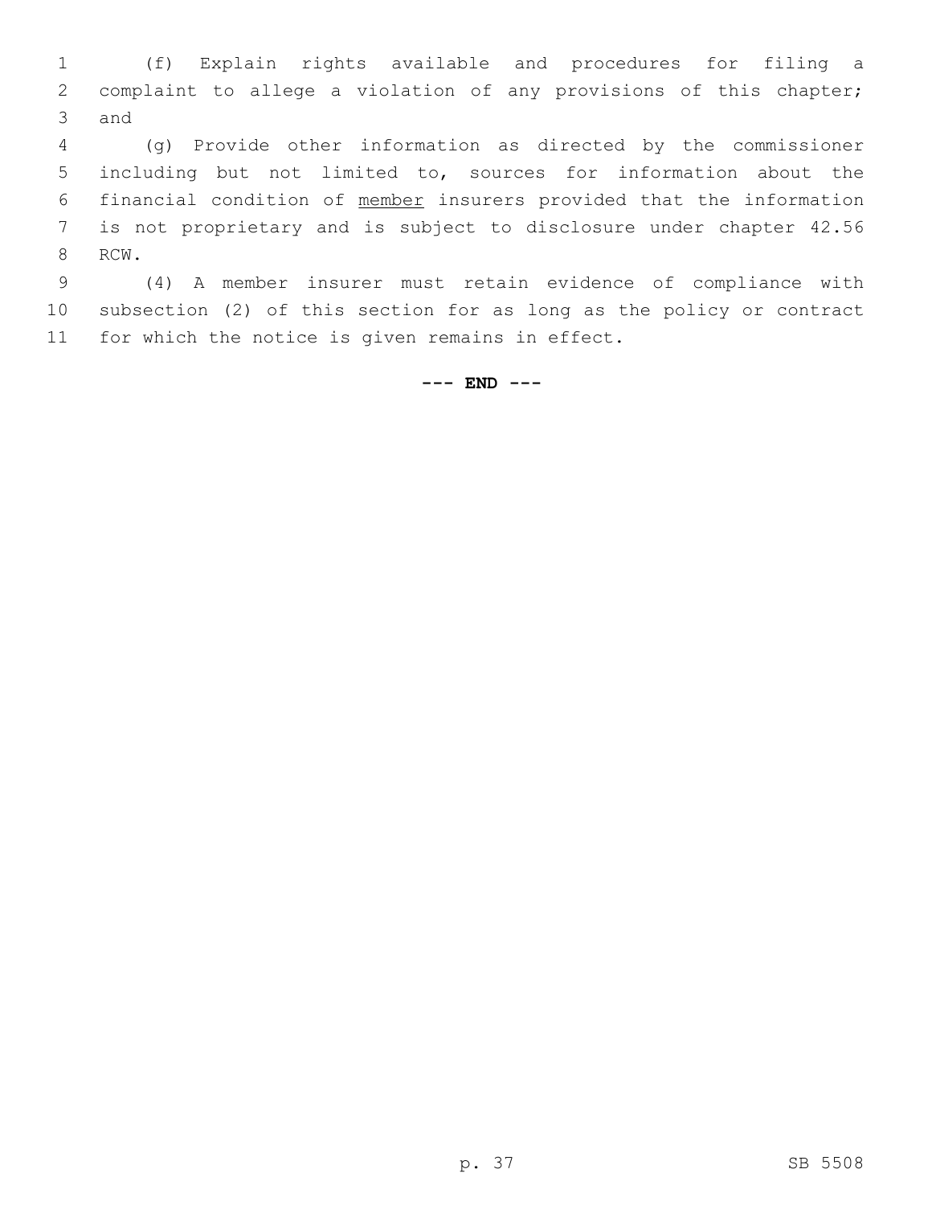(f) Explain rights available and procedures for filing a complaint to allege a violation of any provisions of this chapter; and

(g) Provide other information as directed by the commissioner including but not limited to, sources for information about the financial condition of <u>member</u> insurers provided that the information is not proprietary and is subject to disclosure under chapter 42.56 RCW.

(4) A member insurer must retain evidence of compliance with subsection (2) of this section for as long as the policy or contract for which the notice is given remains in effect.

**--- END ---**